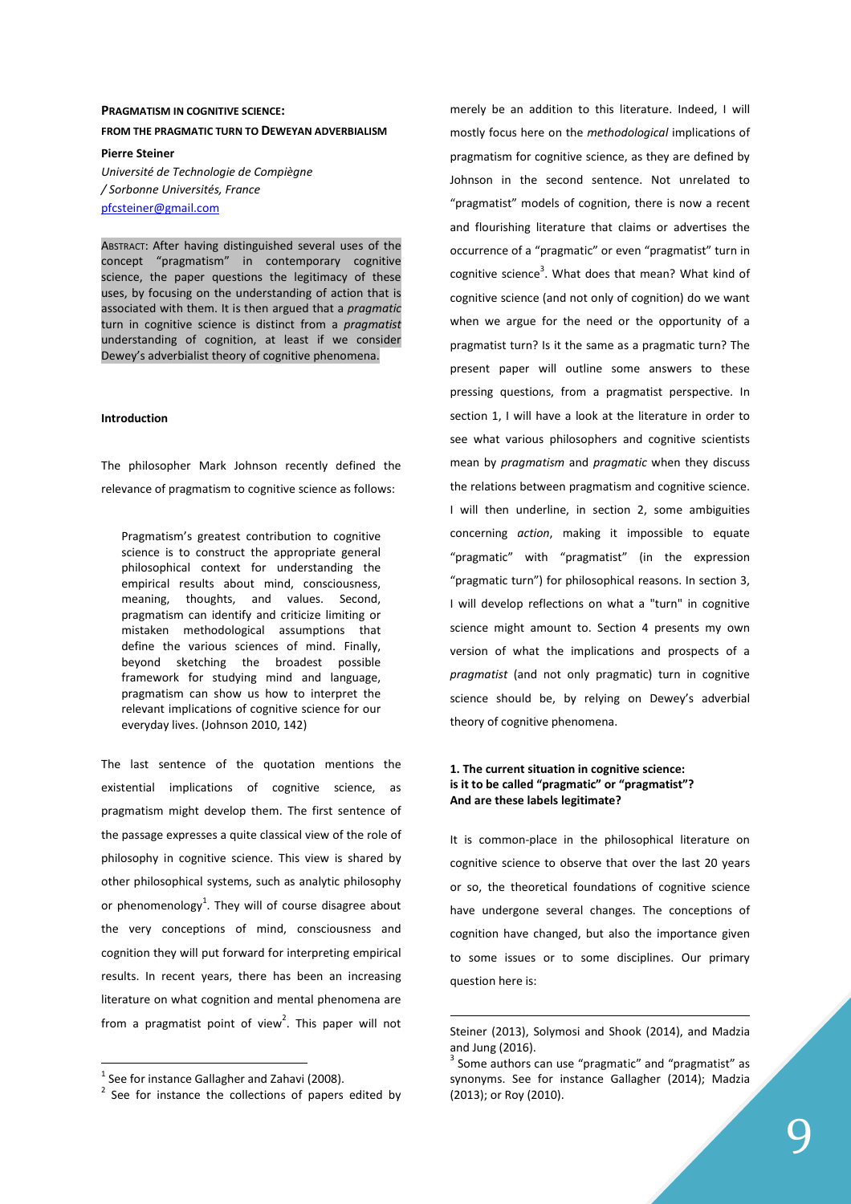**PRAGMATISM IN COGNITIVE SCIENCE:**
**FROM THE PRAGMATIC TURN TO DEWEYAN ADVERBIALISM**

**Pierre Steiner**
*Université de Technologie de Compiègne / Sorbonne Universités, France*
pfcsteiner@gmail.com

ABSTRACT: After having distinguished several uses of the concept "pragmatism" in contemporary cognitive science, the paper questions the legitimacy of these uses, by focusing on the understanding of action that is associated with them. It is then argued that a *pragmatic* turn in cognitive science is distinct from a *pragmatist* understanding of cognition, at least if we consider Dewey's adverbialist theory of cognitive phenomena.

**Introduction**

The philosopher Mark Johnson recently defined the relevance of pragmatism to cognitive science as follows:

> Pragmatism's greatest contribution to cognitive science is to construct the appropriate general philosophical context for understanding the empirical results about mind, consciousness, meaning, thoughts, and values. Second, pragmatism can identify and criticize limiting or mistaken methodological assumptions that define the various sciences of mind. Finally, beyond sketching the broadest possible framework for studying mind and language, pragmatism can show us how to interpret the relevant implications of cognitive science for our everyday lives. (Johnson 2010, 142)

The last sentence of the quotation mentions the existential implications of cognitive science, as pragmatism might develop them. The first sentence of the passage expresses a quite classical view of the role of philosophy in cognitive science. This view is shared by other philosophical systems, such as analytic philosophy or phenomenology[1]. They will of course disagree about the very conceptions of mind, consciousness and cognition they will put forward for interpreting empirical results. In recent years, there has been an increasing literature on what cognition and mental phenomena are from a pragmatist point of view[2]. This paper will not merely be an addition to this literature. Indeed, I will mostly focus here on the *methodological* implications of pragmatism for cognitive science, as they are defined by Johnson in the second sentence. Not unrelated to "pragmatist" models of cognition, there is now a recent and flourishing literature that claims or advertises the occurrence of a "pragmatic" or even "pragmatist" turn in cognitive science[3]. What does that mean? What kind of cognitive science (and not only of cognition) do we want when we argue for the need or the opportunity of a pragmatist turn? Is it the same as a pragmatic turn? The present paper will outline some answers to these pressing questions, from a pragmatist perspective. In section 1, I will have a look at the literature in order to see what various philosophers and cognitive scientists mean by *pragmatism* and *pragmatic* when they discuss the relations between pragmatism and cognitive science. I will then underline, in section 2, some ambiguities concerning *action*, making it impossible to equate "pragmatic" with "pragmatist" (in the expression "pragmatic turn") for philosophical reasons. In section 3, I will develop reflections on what a "turn" in cognitive science might amount to. Section 4 presents my own version of what the implications and prospects of a *pragmatist* (and not only pragmatic) turn in cognitive science should be, by relying on Dewey's adverbial theory of cognitive phenomena.

**1. The current situation in cognitive science: is it to be called "pragmatic" or "pragmatist"? And are these labels legitimate?**

It is common-place in the philosophical literature on cognitive science to observe that over the last 20 years or so, the theoretical foundations of cognitive science have undergone several changes. The conceptions of cognition have changed, but also the importance given to some issues or to some disciplines. Our primary question here is:

---

[1] See for instance Gallagher and Zahavi (2008).

[2] See for instance the collections of papers edited by Steiner (2013), Solymosi and Shook (2014), and Madzia and Jung (2016).

[3] Some authors can use "pragmatic" and "pragmatist" as synonyms. See for instance Gallagher (2014); Madzia (2013); or Roy (2010).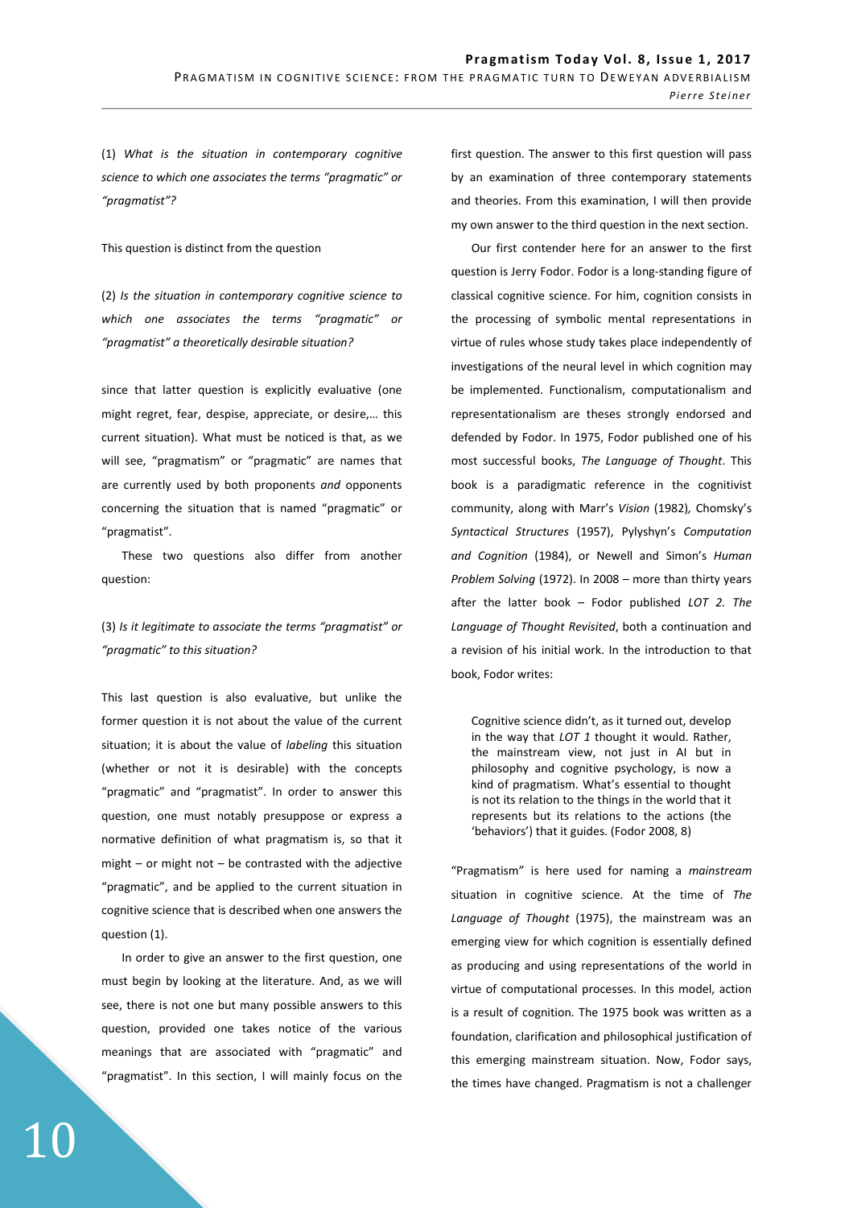(1) *What is the situation in contemporary cognitive science to which one associates the terms "pragmatic" or "pragmatist"?*

This question is distinct from the question

(2) *Is the situation in contemporary cognitive science to which one associates the terms "pragmatic" or "pragmatist" a theoretically desirable situation?*

since that latter question is explicitly evaluative (one might regret, fear, despise, appreciate, or desire,… this current situation). What must be noticed is that, as we will see, "pragmatism" or "pragmatic" are names that are currently used by both proponents *and* opponents concerning the situation that is named "pragmatic" or "pragmatist".

These two questions also differ from another question:

(3) *Is it legitimate to associate the terms "pragmatist" or "pragmatic" to this situation?*

This last question is also evaluative, but unlike the former question it is not about the value of the current situation; it is about the value of *labeling* this situation (whether or not it is desirable) with the concepts "pragmatic" and "pragmatist". In order to answer this question, one must notably presuppose or express a normative definition of what pragmatism is, so that it might – or might not – be contrasted with the adjective "pragmatic", and be applied to the current situation in cognitive science that is described when one answers the question (1).

In order to give an answer to the first question, one must begin by looking at the literature. And, as we will see, there is not one but many possible answers to this question, provided one takes notice of the various meanings that are associated with "pragmatic" and "pragmatist". In this section, I will mainly focus on the first question. The answer to this first question will pass by an examination of three contemporary statements and theories. From this examination, I will then provide my own answer to the third question in the next section.

Our first contender here for an answer to the first question is Jerry Fodor. Fodor is a long-standing figure of classical cognitive science. For him, cognition consists in the processing of symbolic mental representations in virtue of rules whose study takes place independently of investigations of the neural level in which cognition may be implemented. Functionalism, computationalism and representationalism are theses strongly endorsed and defended by Fodor. In 1975, Fodor published one of his most successful books, *The Language of Thought*. This book is a paradigmatic reference in the cognitivist community, along with Marr's *Vision* (1982), Chomsky's *Syntactical Structures* (1957), Pylyshyn's *Computation and Cognition* (1984), or Newell and Simon's *Human Problem Solving* (1972). In 2008 – more than thirty years after the latter book – Fodor published *LOT 2. The Language of Thought Revisited*, both a continuation and a revision of his initial work. In the introduction to that book, Fodor writes:

> Cognitive science didn't, as it turned out, develop in the way that *LOT 1* thought it would. Rather, the mainstream view, not just in AI but in philosophy and cognitive psychology, is now a kind of pragmatism. What's essential to thought is not its relation to the things in the world that it represents but its relations to the actions (the 'behaviors') that it guides. (Fodor 2008, 8)

"Pragmatism" is here used for naming a *mainstream* situation in cognitive science. At the time of *The Language of Thought* (1975), the mainstream was an emerging view for which cognition is essentially defined as producing and using representations of the world in virtue of computational processes. In this model, action is a result of cognition. The 1975 book was written as a foundation, clarification and philosophical justification of this emerging mainstream situation. Now, Fodor says, the times have changed. Pragmatism is not a challenger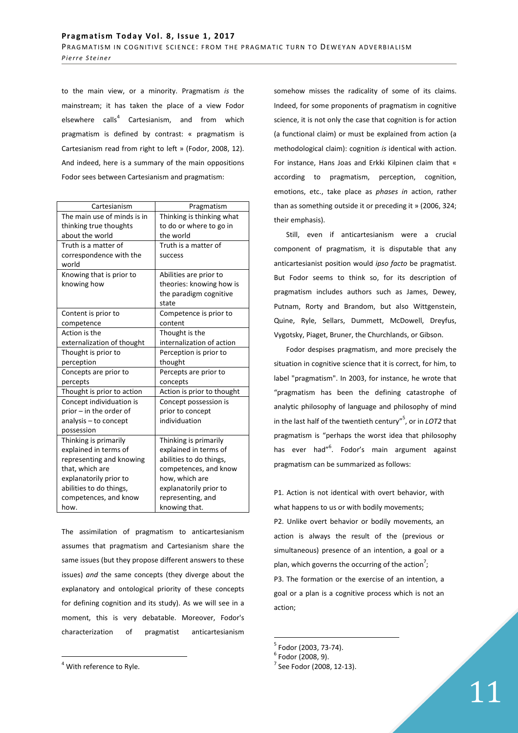to the main view, or a minority. Pragmatism *is* the mainstream; it has taken the place of a view Fodor elsewhere calls[4] Cartesianism, and from which pragmatism is defined by contrast: « pragmatism is Cartesianism read from right to left » (Fodor, 2008, 12). And indeed, here is a summary of the main oppositions Fodor sees between Cartesianism and pragmatism:

| Cartesianism | Pragmatism |
|---|---|
| The main use of minds is in thinking true thoughts about the world | Thinking is thinking what to do or where to go in the world |
| Truth is a matter of correspondence with the world | Truth is a matter of success |
| Knowing that is prior to knowing how | Abilities are prior to theories: knowing how is the paradigm cognitive state |
| Content is prior to competence | Competence is prior to content |
| Action is the externalization of thought | Thought is the internalization of action |
| Thought is prior to perception | Perception is prior to thought |
| Concepts are prior to percepts | Percepts are prior to concepts |
| Thought is prior to action | Action is prior to thought |
| Concept individuation is prior – in the order of analysis – to concept possession | Concept possession is prior to concept individuation |
| Thinking is primarily explained in terms of representing and knowing that, which are explanatorily prior to abilities to do things, competences, and know how. | Thinking is primarily explained in terms of abilities to do things, competences, and know how, which are explanatorily prior to representing, and knowing that. |

The assimilation of pragmatism to anticartesianism assumes that pragmatism and Cartesianism share the same issues (but they propose different answers to these issues) *and* the same concepts (they diverge about the explanatory and ontological priority of these concepts for defining cognition and its study). As we will see in a moment, this is very debatable. Moreover, Fodor's characterization of pragmatist anticartesianism somehow misses the radicality of some of its claims. Indeed, for some proponents of pragmatism in cognitive science, it is not only the case that cognition is for action (a functional claim) or must be explained from action (a methodological claim): cognition *is* identical with action. For instance, Hans Joas and Erkki Kilpinen claim that « according to pragmatism, perception, cognition, emotions, etc., take place as *phases in* action, rather than as something outside it or preceding it » (2006, 324; their emphasis).

Still, even if anticartesianism were a crucial component of pragmatism, it is disputable that any anticartesianist position would *ipso facto* be pragmatist. But Fodor seems to think so, for its description of pragmatism includes authors such as James, Dewey, Putnam, Rorty and Brandom, but also Wittgenstein, Quine, Ryle, Sellars, Dummett, McDowell, Dreyfus, Vygotsky, Piaget, Bruner, the Churchlands, or Gibson.

Fodor despises pragmatism, and more precisely the situation in cognitive science that it is correct, for him, to label "pragmatism". In 2003, for instance, he wrote that "pragmatism has been the defining catastrophe of analytic philosophy of language and philosophy of mind in the last half of the twentieth century"[5], or in *LOT2* that pragmatism is "perhaps the worst idea that philosophy has ever had"[6]. Fodor's main argument against pragmatism can be summarized as follows:

P1. Action is not identical with overt behavior, with what happens to us or with bodily movements;

P2. Unlike overt behavior or bodily movements, an action is always the result of the (previous or simultaneous) presence of an intention, a goal or a plan, which governs the occurring of the action[7];

P3. The formation or the exercise of an intention, a goal or a plan is a cognitive process which is not an action;

[4] With reference to Ryle.

[5] Fodor (2003, 73-74).

[6] Fodor (2008, 9).

[7] See Fodor (2008, 12-13).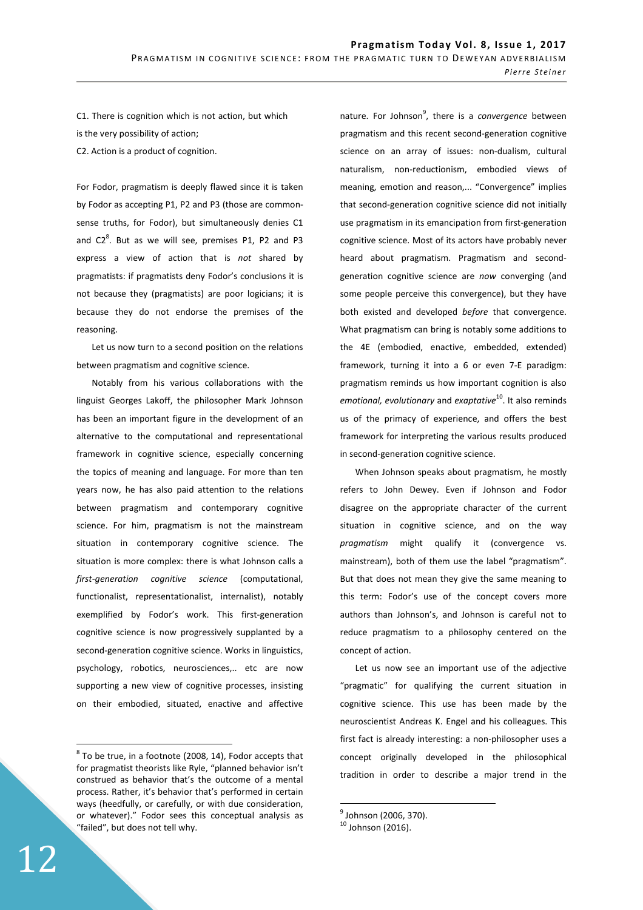C1. There is cognition which is not action, but which is the very possibility of action;

C2. Action is a product of cognition.

For Fodor, pragmatism is deeply flawed since it is taken by Fodor as accepting P1, P2 and P3 (those are common-sense truths, for Fodor), but simultaneously denies C1 and C2[8]. But as we will see, premises P1, P2 and P3 express a view of action that is *not* shared by pragmatists: if pragmatists deny Fodor's conclusions it is not because they (pragmatists) are poor logicians; it is because they do not endorse the premises of the reasoning.

Let us now turn to a second position on the relations between pragmatism and cognitive science.

Notably from his various collaborations with the linguist Georges Lakoff, the philosopher Mark Johnson has been an important figure in the development of an alternative to the computational and representational framework in cognitive science, especially concerning the topics of meaning and language. For more than ten years now, he has also paid attention to the relations between pragmatism and contemporary cognitive science. For him, pragmatism is not the mainstream situation in contemporary cognitive science. The situation is more complex: there is what Johnson calls a *first-generation cognitive science* (computational, functionalist, representationalist, internalist), notably exemplified by Fodor's work. This first-generation cognitive science is now progressively supplanted by a second-generation cognitive science. Works in linguistics, psychology, robotics, neurosciences,.. etc are now supporting a new view of cognitive processes, insisting on their embodied, situated, enactive and affective nature. For Johnson[9], there is a *convergence* between pragmatism and this recent second-generation cognitive science on an array of issues: non-dualism, cultural naturalism, non-reductionism, embodied views of meaning, emotion and reason,... "Convergence" implies that second-generation cognitive science did not initially use pragmatism in its emancipation from first-generation cognitive science. Most of its actors have probably never heard about pragmatism. Pragmatism and second-generation cognitive science are *now* converging (and some people perceive this convergence), but they have both existed and developed *before* that convergence. What pragmatism can bring is notably some additions to the 4E (embodied, enactive, embedded, extended) framework, turning it into a 6 or even 7-E paradigm: pragmatism reminds us how important cognition is also *emotional, evolutionary* and *exaptative*[10]. It also reminds us of the primacy of experience, and offers the best framework for interpreting the various results produced in second-generation cognitive science.

When Johnson speaks about pragmatism, he mostly refers to John Dewey. Even if Johnson and Fodor disagree on the appropriate character of the current situation in cognitive science, and on the way *pragmatism* might qualify it (convergence vs. mainstream), both of them use the label "pragmatism". But that does not mean they give the same meaning to this term: Fodor's use of the concept covers more authors than Johnson's, and Johnson is careful not to reduce pragmatism to a philosophy centered on the concept of action.

Let us now see an important use of the adjective "pragmatic" for qualifying the current situation in cognitive science. This use has been made by the neuroscientist Andreas K. Engel and his colleagues. This first fact is already interesting: a non-philosopher uses a concept originally developed in the philosophical tradition in order to describe a major trend in the

---

[8] To be true, in a footnote (2008, 14), Fodor accepts that for pragmatist theorists like Ryle, "planned behavior isn't construed as behavior that's the outcome of a mental process. Rather, it's behavior that's performed in certain ways (heedfully, or carefully, or with due consideration, or whatever)." Fodor sees this conceptual analysis as "failed", but does not tell why.

[9] Johnson (2006, 370).

[10] Johnson (2016).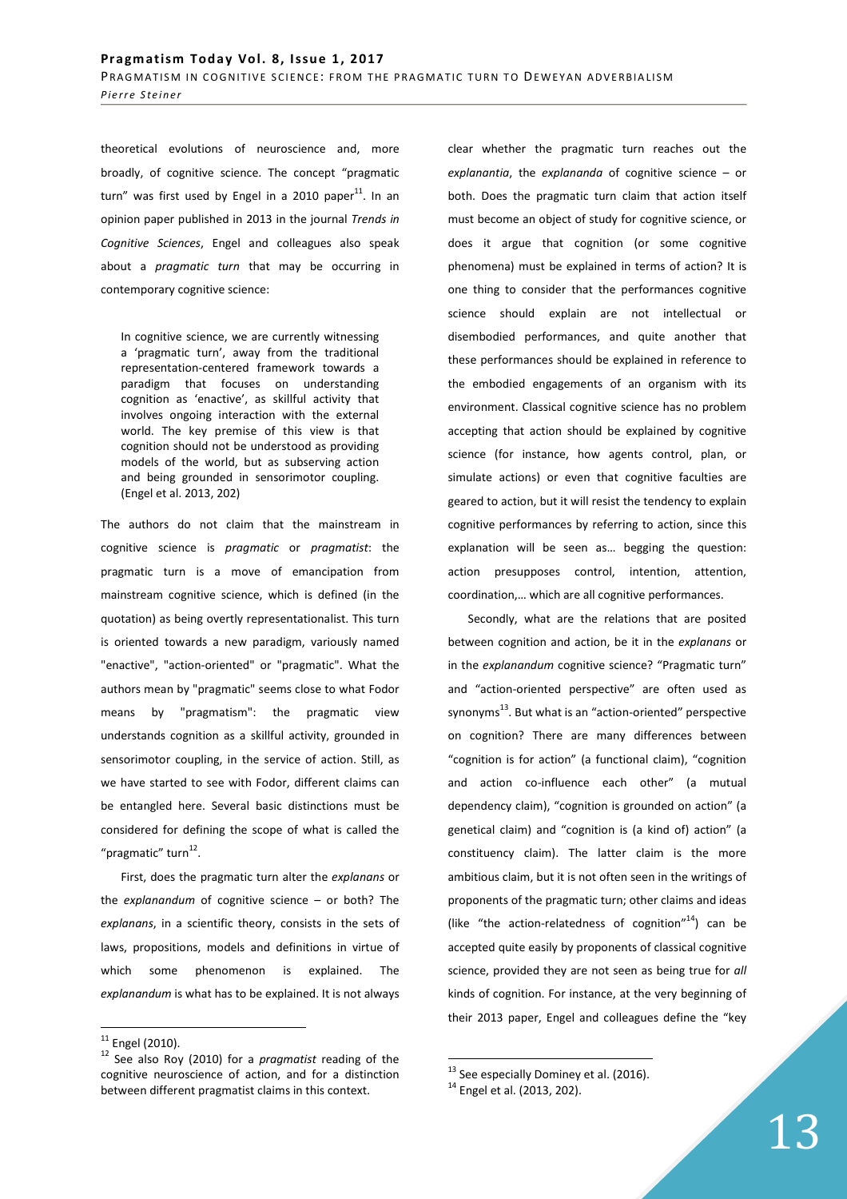theoretical evolutions of neuroscience and, more broadly, of cognitive science. The concept "pragmatic turn" was first used by Engel in a 2010 paper[11]. In an opinion paper published in 2013 in the journal *Trends in Cognitive Sciences*, Engel and colleagues also speak about a *pragmatic turn* that may be occurring in contemporary cognitive science:

> In cognitive science, we are currently witnessing a 'pragmatic turn', away from the traditional representation-centered framework towards a paradigm that focuses on understanding cognition as 'enactive', as skillful activity that involves ongoing interaction with the external world. The key premise of this view is that cognition should not be understood as providing models of the world, but as subserving action and being grounded in sensorimotor coupling. (Engel et al. 2013, 202)

The authors do not claim that the mainstream in cognitive science is *pragmatic* or *pragmatist*: the pragmatic turn is a move of emancipation from mainstream cognitive science, which is defined (in the quotation) as being overtly representationalist. This turn is oriented towards a new paradigm, variously named "enactive", "action-oriented" or "pragmatic". What the authors mean by "pragmatic" seems close to what Fodor means by "pragmatism": the pragmatic view understands cognition as a skillful activity, grounded in sensorimotor coupling, in the service of action. Still, as we have started to see with Fodor, different claims can be entangled here. Several basic distinctions must be considered for defining the scope of what is called the "pragmatic" turn[12].

First, does the pragmatic turn alter the *explanans* or the *explanandum* of cognitive science – or both? The *explanans*, in a scientific theory, consists in the sets of laws, propositions, models and definitions in virtue of which some phenomenon is explained. The *explanandum* is what has to be explained. It is not always clear whether the pragmatic turn reaches out the *explanantia*, the *explananda* of cognitive science – or both. Does the pragmatic turn claim that action itself must become an object of study for cognitive science, or does it argue that cognition (or some cognitive phenomena) must be explained in terms of action? It is one thing to consider that the performances cognitive science should explain are not intellectual or disembodied performances, and quite another that these performances should be explained in reference to the embodied engagements of an organism with its environment. Classical cognitive science has no problem accepting that action should be explained by cognitive science (for instance, how agents control, plan, or simulate actions) or even that cognitive faculties are geared to action, but it will resist the tendency to explain cognitive performances by referring to action, since this explanation will be seen as… begging the question: action presupposes control, intention, attention, coordination,… which are all cognitive performances.

Secondly, what are the relations that are posited between cognition and action, be it in the *explanans* or in the *explanandum* cognitive science? "Pragmatic turn" and "action-oriented perspective" are often used as synonyms[13]. But what is an "action-oriented" perspective on cognition? There are many differences between "cognition is for action" (a functional claim), "cognition and action co-influence each other" (a mutual dependency claim), "cognition is grounded on action" (a genetical claim) and "cognition is (a kind of) action" (a constituency claim). The latter claim is the more ambitious claim, but it is not often seen in the writings of proponents of the pragmatic turn; other claims and ideas (like "the action-relatedness of cognition"[14]) can be accepted quite easily by proponents of classical cognitive science, provided they are not seen as being true for *all* kinds of cognition. For instance, at the very beginning of their 2013 paper, Engel and colleagues define the "key

---

[11] Engel (2010).

[12] See also Roy (2010) for a *pragmatist* reading of the cognitive neuroscience of action, and for a distinction between different pragmatist claims in this context.

[13] See especially Dominey et al. (2016).

[14] Engel et al. (2013, 202).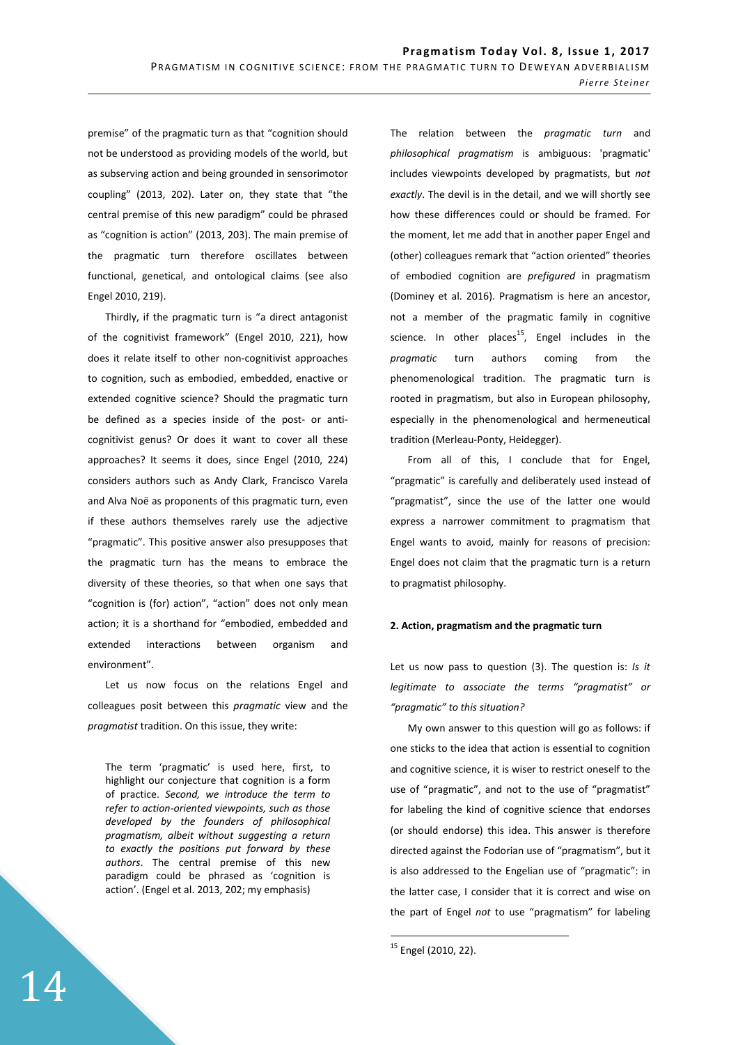premise" of the pragmatic turn as that "cognition should not be understood as providing models of the world, but as subserving action and being grounded in sensorimotor coupling" (2013, 202). Later on, they state that "the central premise of this new paradigm" could be phrased as "cognition is action" (2013, 203). The main premise of the pragmatic turn therefore oscillates between functional, genetical, and ontological claims (see also Engel 2010, 219).

Thirdly, if the pragmatic turn is "a direct antagonist of the cognitivist framework" (Engel 2010, 221), how does it relate itself to other non-cognitivist approaches to cognition, such as embodied, embedded, enactive or extended cognitive science? Should the pragmatic turn be defined as a species inside of the post- or anti-cognitivist genus? Or does it want to cover all these approaches? It seems it does, since Engel (2010, 224) considers authors such as Andy Clark, Francisco Varela and Alva Noë as proponents of this pragmatic turn, even if these authors themselves rarely use the adjective "pragmatic". This positive answer also presupposes that the pragmatic turn has the means to embrace the diversity of these theories, so that when one says that "cognition is (for) action", "action" does not only mean action; it is a shorthand for "embodied, embedded and extended interactions between organism and environment".

Let us now focus on the relations Engel and colleagues posit between this *pragmatic* view and the *pragmatist* tradition. On this issue, they write:

> The term 'pragmatic' is used here, first, to highlight our conjecture that cognition is a form of practice. *Second, we introduce the term to refer to action-oriented viewpoints, such as those developed by the founders of philosophical pragmatism, albeit without suggesting a return to exactly the positions put forward by these authors*. The central premise of this new paradigm could be phrased as 'cognition is action'. (Engel et al. 2013, 202; my emphasis)

The relation between the *pragmatic turn* and *philosophical pragmatism* is ambiguous: 'pragmatic' includes viewpoints developed by pragmatists, but *not exactly*. The devil is in the detail, and we will shortly see how these differences could or should be framed. For the moment, let me add that in another paper Engel and (other) colleagues remark that "action oriented" theories of embodied cognition are *prefigured* in pragmatism (Dominey et al. 2016). Pragmatism is here an ancestor, not a member of the pragmatic family in cognitive science. In other places[15], Engel includes in the *pragmatic* turn authors coming from the phenomenological tradition. The pragmatic turn is rooted in pragmatism, but also in European philosophy, especially in the phenomenological and hermeneutical tradition (Merleau-Ponty, Heidegger).

From all of this, I conclude that for Engel, "pragmatic" is carefully and deliberately used instead of "pragmatist", since the use of the latter one would express a narrower commitment to pragmatism that Engel wants to avoid, mainly for reasons of precision: Engel does not claim that the pragmatic turn is a return to pragmatist philosophy.

#### 2. Action, pragmatism and the pragmatic turn

Let us now pass to question (3). The question is: *Is it legitimate to associate the terms "pragmatist" or "pragmatic" to this situation?*

My own answer to this question will go as follows: if one sticks to the idea that action is essential to cognition and cognitive science, it is wiser to restrict oneself to the use of "pragmatic", and not to the use of "pragmatist" for labeling the kind of cognitive science that endorses (or should endorse) this idea. This answer is therefore directed against the Fodorian use of "pragmatism", but it is also addressed to the Engelian use of "pragmatic": in the latter case, I consider that it is correct and wise on the part of Engel *not* to use "pragmatism" for labeling

---

[15] Engel (2010, 22).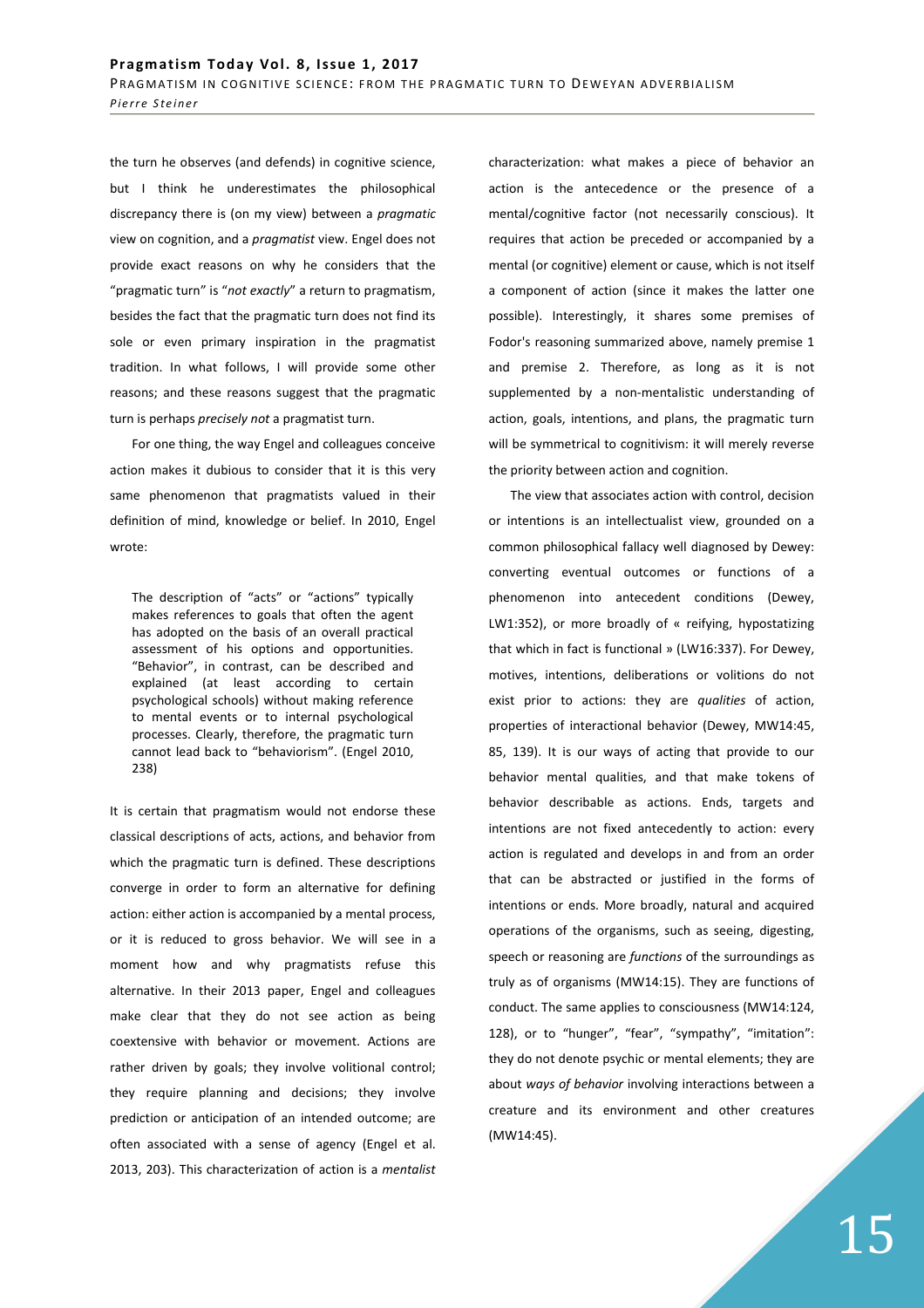the turn he observes (and defends) in cognitive science, but I think he underestimates the philosophical discrepancy there is (on my view) between a *pragmatic* view on cognition, and a *pragmatist* view. Engel does not provide exact reasons on why he considers that the "pragmatic turn" is "*not exactly*" a return to pragmatism, besides the fact that the pragmatic turn does not find its sole or even primary inspiration in the pragmatist tradition. In what follows, I will provide some other reasons; and these reasons suggest that the pragmatic turn is perhaps *precisely not* a pragmatist turn.

For one thing, the way Engel and colleagues conceive action makes it dubious to consider that it is this very same phenomenon that pragmatists valued in their definition of mind, knowledge or belief. In 2010, Engel wrote:

> The description of "acts" or "actions" typically makes references to goals that often the agent has adopted on the basis of an overall practical assessment of his options and opportunities. "Behavior", in contrast, can be described and explained (at least according to certain psychological schools) without making reference to mental events or to internal psychological processes. Clearly, therefore, the pragmatic turn cannot lead back to "behaviorism". (Engel 2010, 238)

It is certain that pragmatism would not endorse these classical descriptions of acts, actions, and behavior from which the pragmatic turn is defined. These descriptions converge in order to form an alternative for defining action: either action is accompanied by a mental process, or it is reduced to gross behavior. We will see in a moment how and why pragmatists refuse this alternative. In their 2013 paper, Engel and colleagues make clear that they do not see action as being coextensive with behavior or movement. Actions are rather driven by goals; they involve volitional control; they require planning and decisions; they involve prediction or anticipation of an intended outcome; are often associated with a sense of agency (Engel et al. 2013, 203). This characterization of action is a *mentalist* characterization: what makes a piece of behavior an action is the antecedence or the presence of a mental/cognitive factor (not necessarily conscious). It requires that action be preceded or accompanied by a mental (or cognitive) element or cause, which is not itself a component of action (since it makes the latter one possible). Interestingly, it shares some premises of Fodor's reasoning summarized above, namely premise 1 and premise 2. Therefore, as long as it is not supplemented by a non-mentalistic understanding of action, goals, intentions, and plans, the pragmatic turn will be symmetrical to cognitivism: it will merely reverse the priority between action and cognition.

The view that associates action with control, decision or intentions is an intellectualist view, grounded on a common philosophical fallacy well diagnosed by Dewey: converting eventual outcomes or functions of a phenomenon into antecedent conditions (Dewey, LW1:352), or more broadly of « reifying, hypostatizing that which in fact is functional » (LW16:337). For Dewey, motives, intentions, deliberations or volitions do not exist prior to actions: they are *qualities* of action, properties of interactional behavior (Dewey, MW14:45, 85, 139). It is our ways of acting that provide to our behavior mental qualities, and that make tokens of behavior describable as actions. Ends, targets and intentions are not fixed antecedently to action: every action is regulated and develops in and from an order that can be abstracted or justified in the forms of intentions or ends. More broadly, natural and acquired operations of the organisms, such as seeing, digesting, speech or reasoning are *functions* of the surroundings as truly as of organisms (MW14:15). They are functions of conduct. The same applies to consciousness (MW14:124, 128), or to "hunger", "fear", "sympathy", "imitation": they do not denote psychic or mental elements; they are about *ways of behavior* involving interactions between a creature and its environment and other creatures (MW14:45).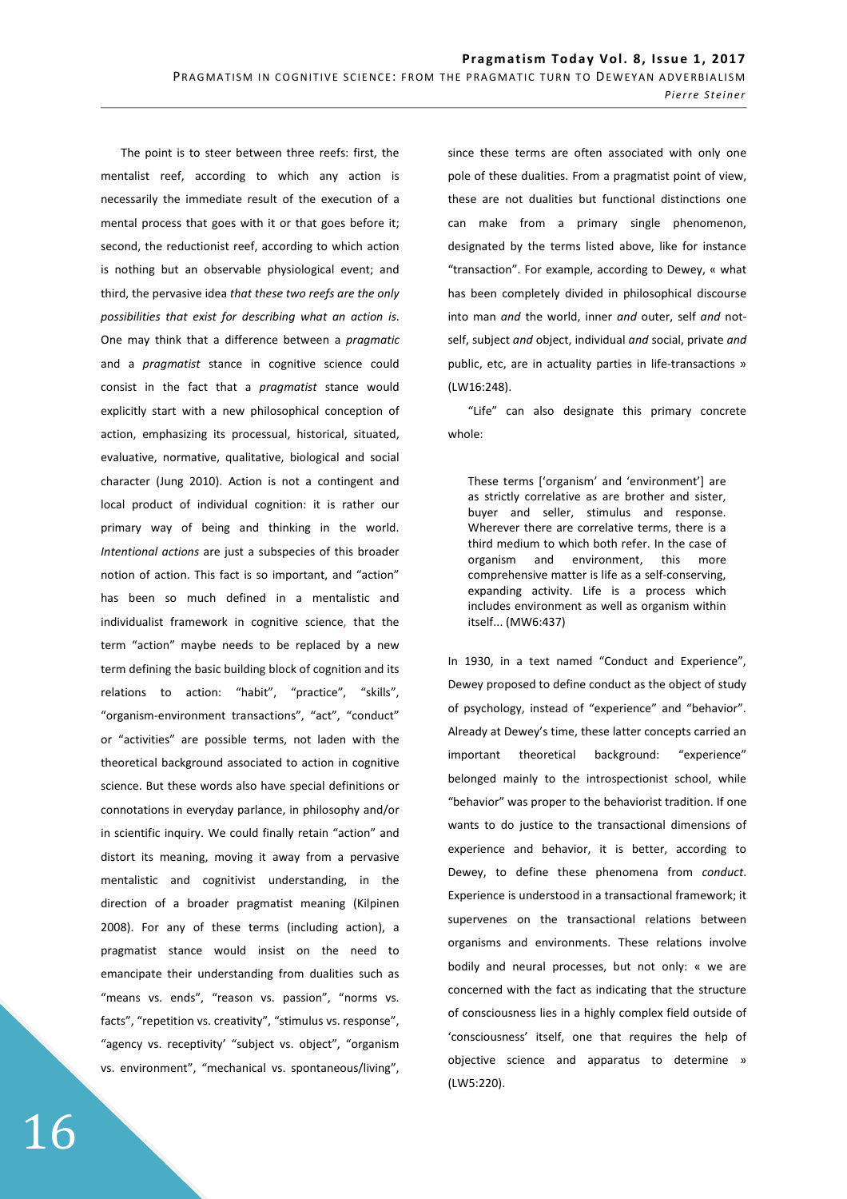The point is to steer between three reefs: first, the mentalist reef, according to which any action is necessarily the immediate result of the execution of a mental process that goes with it or that goes before it; second, the reductionist reef, according to which action is nothing but an observable physiological event; and third, the pervasive idea *that these two reefs are the only possibilities that exist for describing what an action is*. One may think that a difference between a *pragmatic* and a *pragmatist* stance in cognitive science could consist in the fact that a *pragmatist* stance would explicitly start with a new philosophical conception of action, emphasizing its processual, historical, situated, evaluative, normative, qualitative, biological and social character (Jung 2010). Action is not a contingent and local product of individual cognition: it is rather our primary way of being and thinking in the world. *Intentional actions* are just a subspecies of this broader notion of action. This fact is so important, and "action" has been so much defined in a mentalistic and individualist framework in cognitive science, that the term "action" maybe needs to be replaced by a new term defining the basic building block of cognition and its relations to action: "habit", "practice", "skills", "organism-environment transactions", "act", "conduct" or "activities" are possible terms, not laden with the theoretical background associated to action in cognitive science. But these words also have special definitions or connotations in everyday parlance, in philosophy and/or in scientific inquiry. We could finally retain "action" and distort its meaning, moving it away from a pervasive mentalistic and cognitivist understanding, in the direction of a broader pragmatist meaning (Kilpinen 2008). For any of these terms (including action), a pragmatist stance would insist on the need to emancipate their understanding from dualities such as "means vs. ends", "reason vs. passion", "norms vs. facts", "repetition vs. creativity", "stimulus vs. response", "agency vs. receptivity' "subject vs. object", "organism vs. environment", "mechanical vs. spontaneous/living", since these terms are often associated with only one pole of these dualities. From a pragmatist point of view, these are not dualities but functional distinctions one can make from a primary single phenomenon, designated by the terms listed above, like for instance "transaction". For example, according to Dewey, « what has been completely divided in philosophical discourse into man *and* the world, inner *and* outer, self *and* not-self, subject *and* object, individual *and* social, private *and* public, etc, are in actuality parties in life-transactions » (LW16:248).

"Life" can also designate this primary concrete whole:

> These terms ['organism' and 'environment'] are as strictly correlative as are brother and sister, buyer and seller, stimulus and response. Wherever there are correlative terms, there is a third medium to which both refer. In the case of organism and environment, this more comprehensive matter is life as a self-conserving, expanding activity. Life is a process which includes environment as well as organism within itself... (MW6:437)

In 1930, in a text named "Conduct and Experience", Dewey proposed to define conduct as the object of study of psychology, instead of "experience" and "behavior". Already at Dewey's time, these latter concepts carried an important theoretical background: "experience" belonged mainly to the introspectionist school, while "behavior" was proper to the behaviorist tradition. If one wants to do justice to the transactional dimensions of experience and behavior, it is better, according to Dewey, to define these phenomena from *conduct*. Experience is understood in a transactional framework; it supervenes on the transactional relations between organisms and environments. These relations involve bodily and neural processes, but not only: « we are concerned with the fact as indicating that the structure of consciousness lies in a highly complex field outside of 'consciousness' itself, one that requires the help of objective science and apparatus to determine » (LW5:220).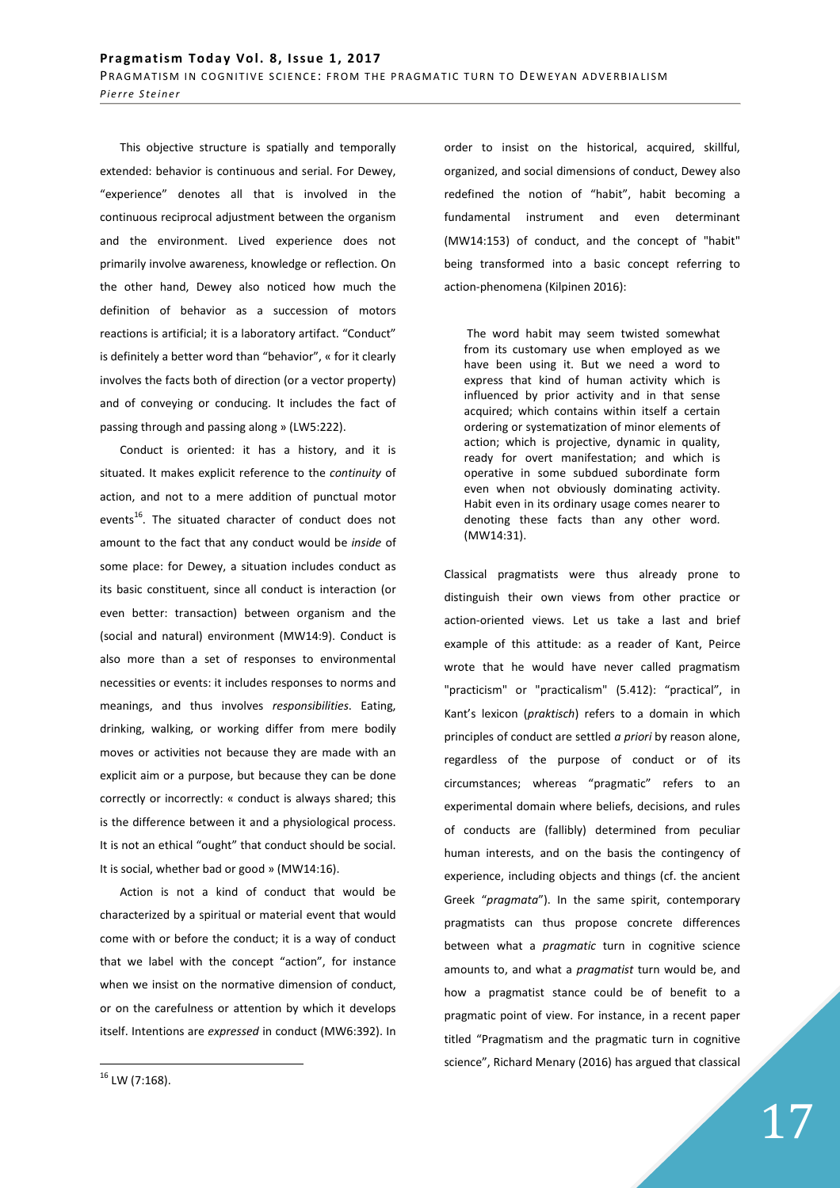This objective structure is spatially and temporally extended: behavior is continuous and serial. For Dewey, "experience" denotes all that is involved in the continuous reciprocal adjustment between the organism and the environment. Lived experience does not primarily involve awareness, knowledge or reflection. On the other hand, Dewey also noticed how much the definition of behavior as a succession of motors reactions is artificial; it is a laboratory artifact. "Conduct" is definitely a better word than "behavior", « for it clearly involves the facts both of direction (or a vector property) and of conveying or conducing. It includes the fact of passing through and passing along » (LW5:222).

Conduct is oriented: it has a history, and it is situated. It makes explicit reference to the *continuity* of action, and not to a mere addition of punctual motor events[16]. The situated character of conduct does not amount to the fact that any conduct would be *inside* of some place: for Dewey, a situation includes conduct as its basic constituent, since all conduct is interaction (or even better: transaction) between organism and the (social and natural) environment (MW14:9). Conduct is also more than a set of responses to environmental necessities or events: it includes responses to norms and meanings, and thus involves *responsibilities*. Eating, drinking, walking, or working differ from mere bodily moves or activities not because they are made with an explicit aim or a purpose, but because they can be done correctly or incorrectly: « conduct is always shared; this is the difference between it and a physiological process. It is not an ethical "ought" that conduct should be social. It is social, whether bad or good » (MW14:16).

Action is not a kind of conduct that would be characterized by a spiritual or material event that would come with or before the conduct; it is a way of conduct that we label with the concept "action", for instance when we insist on the normative dimension of conduct, or on the carefulness or attention by which it develops itself. Intentions are *expressed* in conduct (MW6:392). In order to insist on the historical, acquired, skillful, organized, and social dimensions of conduct, Dewey also redefined the notion of "habit", habit becoming a fundamental instrument and even determinant (MW14:153) of conduct, and the concept of "habit" being transformed into a basic concept referring to action-phenomena (Kilpinen 2016):

> The word habit may seem twisted somewhat from its customary use when employed as we have been using it. But we need a word to express that kind of human activity which is influenced by prior activity and in that sense acquired; which contains within itself a certain ordering or systematization of minor elements of action; which is projective, dynamic in quality, ready for overt manifestation; and which is operative in some subdued subordinate form even when not obviously dominating activity. Habit even in its ordinary usage comes nearer to denoting these facts than any other word. (MW14:31).

Classical pragmatists were thus already prone to distinguish their own views from other practice or action-oriented views. Let us take a last and brief example of this attitude: as a reader of Kant, Peirce wrote that he would have never called pragmatism "practicism" or "practicalism" (5.412): "practical", in Kant's lexicon (*praktisch*) refers to a domain in which principles of conduct are settled *a priori* by reason alone, regardless of the purpose of conduct or of its circumstances; whereas "pragmatic" refers to an experimental domain where beliefs, decisions, and rules of conducts are (fallibly) determined from peculiar human interests, and on the basis the contingency of experience, including objects and things (cf. the ancient Greek "*pragmata*"). In the same spirit, contemporary pragmatists can thus propose concrete differences between what a *pragmatic* turn in cognitive science amounts to, and what a *pragmatist* turn would be, and how a pragmatist stance could be of benefit to a pragmatic point of view. For instance, in a recent paper titled "Pragmatism and the pragmatic turn in cognitive science", Richard Menary (2016) has argued that classical

[16] LW (7:168).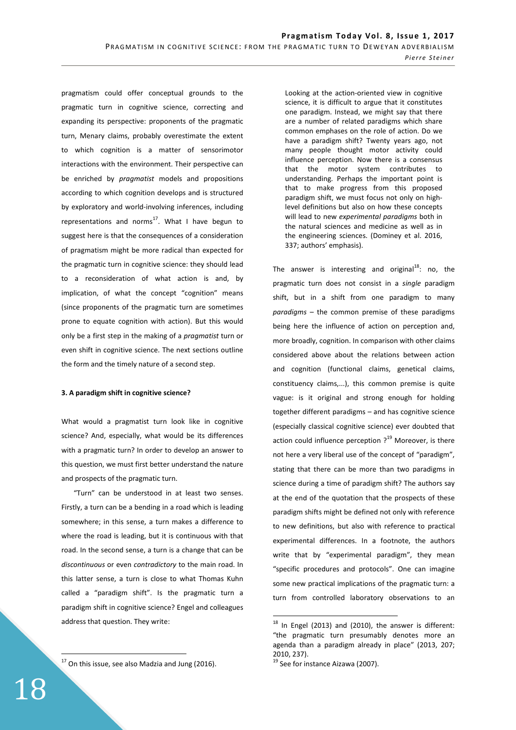pragmatism could offer conceptual grounds to the pragmatic turn in cognitive science, correcting and expanding its perspective: proponents of the pragmatic turn, Menary claims, probably overestimate the extent to which cognition is a matter of sensorimotor interactions with the environment. Their perspective can be enriched by *pragmatist* models and propositions according to which cognition develops and is structured by exploratory and world-involving inferences, including representations and norms[17]. What I have begun to suggest here is that the consequences of a consideration of pragmatism might be more radical than expected for the pragmatic turn in cognitive science: they should lead to a reconsideration of what action is and, by implication, of what the concept "cognition" means (since proponents of the pragmatic turn are sometimes prone to equate cognition with action). But this would only be a first step in the making of a *pragmatist* turn or even shift in cognitive science. The next sections outline the form and the timely nature of a second step.

### 3. A paradigm shift in cognitive science?

What would a pragmatist turn look like in cognitive science? And, especially, what would be its differences with a pragmatic turn? In order to develop an answer to this question, we must first better understand the nature and prospects of the pragmatic turn.

"Turn" can be understood in at least two senses. Firstly, a turn can be a bending in a road which is leading somewhere; in this sense, a turn makes a difference to where the road is leading, but it is continuous with that road. In the second sense, a turn is a change that can be *discontinuous* or even *contradictory* to the main road. In this latter sense, a turn is close to what Thomas Kuhn called a "paradigm shift". Is the pragmatic turn a paradigm shift in cognitive science? Engel and colleagues address that question. They write:

> Looking at the action-oriented view in cognitive science, it is difficult to argue that it constitutes one paradigm. Instead, we might say that there are a number of related paradigms which share common emphases on the role of action. Do we have a paradigm shift? Twenty years ago, not many people thought motor activity could influence perception. Now there is a consensus that the motor system contributes to understanding. Perhaps the important point is that to make progress from this proposed paradigm shift, we must focus not only on high-level definitions but also on how these concepts will lead to new *experimental paradigms* both in the natural sciences and medicine as well as in the engineering sciences. (Dominey et al. 2016, 337; authors' emphasis).

The answer is interesting and original[18]: no, the pragmatic turn does not consist in a *single* paradigm shift, but in a shift from one paradigm to many *paradigms* – the common premise of these paradigms being here the influence of action on perception and, more broadly, cognition. In comparison with other claims considered above about the relations between action and cognition (functional claims, genetical claims, constituency claims,...), this common premise is quite vague: is it original and strong enough for holding together different paradigms – and has cognitive science (especially classical cognitive science) ever doubted that action could influence perception ?[19] Moreover, is there not here a very liberal use of the concept of "paradigm", stating that there can be more than two paradigms in science during a time of paradigm shift? The authors say at the end of the quotation that the prospects of these paradigm shifts might be defined not only with reference to new definitions, but also with reference to practical experimental differences. In a footnote, the authors write that by "experimental paradigm", they mean "specific procedures and protocols". One can imagine some new practical implications of the pragmatic turn: a turn from controlled laboratory observations to an

---

[17] On this issue, see also Madzia and Jung (2016).

[18] In Engel (2013) and (2010), the answer is different: "the pragmatic turn presumably denotes more an agenda than a paradigm already in place" (2013, 207; 2010, 237).

[19] See for instance Aizawa (2007).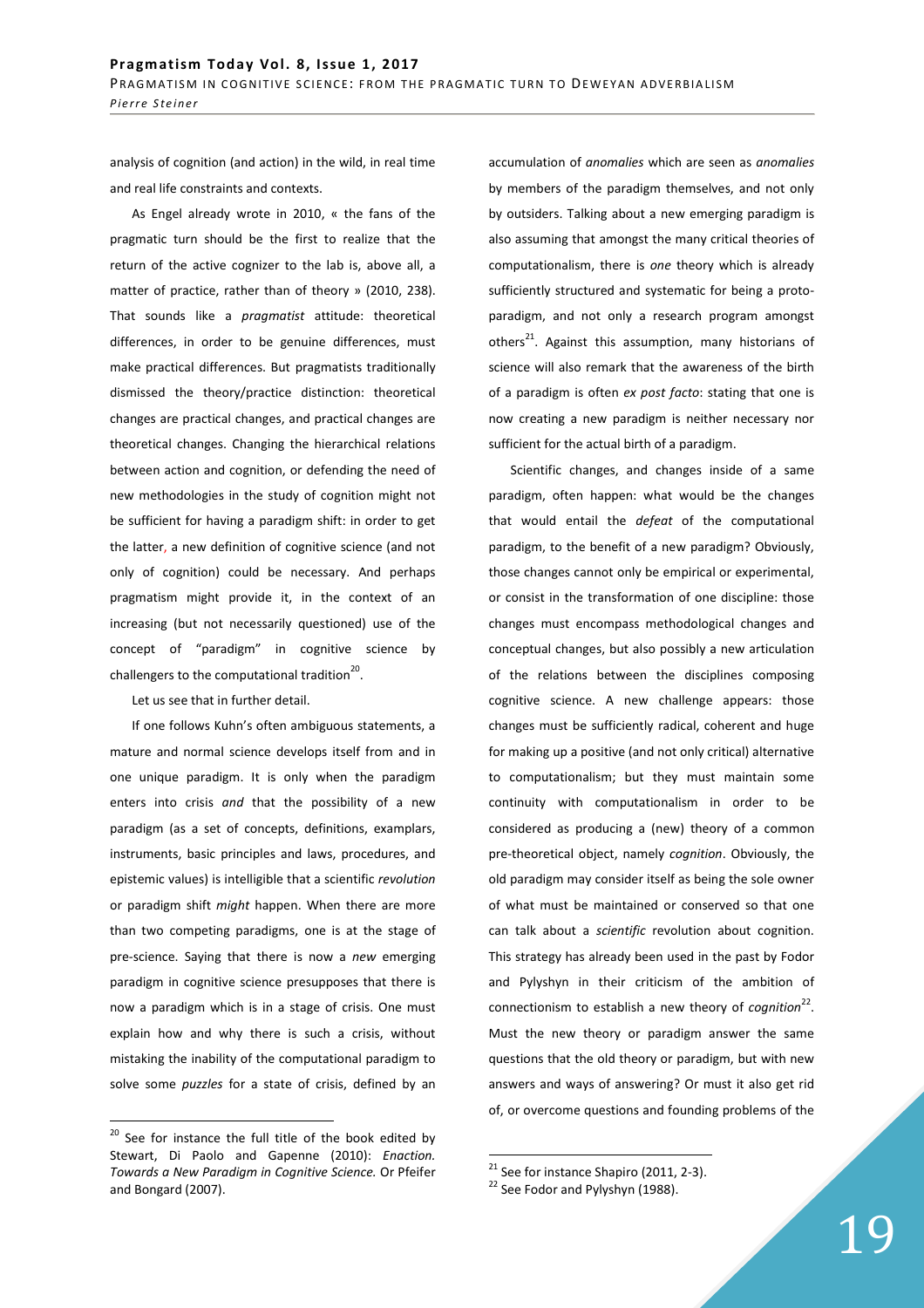analysis of cognition (and action) in the wild, in real time and real life constraints and contexts.

As Engel already wrote in 2010, « the fans of the pragmatic turn should be the first to realize that the return of the active cognizer to the lab is, above all, a matter of practice, rather than of theory » (2010, 238). That sounds like a *pragmatist* attitude: theoretical differences, in order to be genuine differences, must make practical differences. But pragmatists traditionally dismissed the theory/practice distinction: theoretical changes are practical changes, and practical changes are theoretical changes. Changing the hierarchical relations between action and cognition, or defending the need of new methodologies in the study of cognition might not be sufficient for having a paradigm shift: in order to get the latter, a new definition of cognitive science (and not only of cognition) could be necessary. And perhaps pragmatism might provide it, in the context of an increasing (but not necessarily questioned) use of the concept of "paradigm" in cognitive science by challengers to the computational tradition[20].

Let us see that in further detail.

If one follows Kuhn's often ambiguous statements, a mature and normal science develops itself from and in one unique paradigm. It is only when the paradigm enters into crisis *and* that the possibility of a new paradigm (as a set of concepts, definitions, examplars, instruments, basic principles and laws, procedures, and epistemic values) is intelligible that a scientific *revolution* or paradigm shift *might* happen. When there are more than two competing paradigms, one is at the stage of pre-science. Saying that there is now a *new* emerging paradigm in cognitive science presupposes that there is now a paradigm which is in a stage of crisis. One must explain how and why there is such a crisis, without mistaking the inability of the computational paradigm to solve some *puzzles* for a state of crisis, defined by an accumulation of *anomalies* which are seen as *anomalies* by members of the paradigm themselves, and not only by outsiders. Talking about a new emerging paradigm is also assuming that amongst the many critical theories of computationalism, there is *one* theory which is already sufficiently structured and systematic for being a proto-paradigm, and not only a research program amongst others[21]. Against this assumption, many historians of science will also remark that the awareness of the birth of a paradigm is often *ex post facto*: stating that one is now creating a new paradigm is neither necessary nor sufficient for the actual birth of a paradigm.

Scientific changes, and changes inside of a same paradigm, often happen: what would be the changes that would entail the *defeat* of the computational paradigm, to the benefit of a new paradigm? Obviously, those changes cannot only be empirical or experimental, or consist in the transformation of one discipline: those changes must encompass methodological changes and conceptual changes, but also possibly a new articulation of the relations between the disciplines composing cognitive science. A new challenge appears: those changes must be sufficiently radical, coherent and huge for making up a positive (and not only critical) alternative to computationalism; but they must maintain some continuity with computationalism in order to be considered as producing a (new) theory of a common pre-theoretical object, namely *cognition*. Obviously, the old paradigm may consider itself as being the sole owner of what must be maintained or conserved so that one can talk about a *scientific* revolution about cognition. This strategy has already been used in the past by Fodor and Pylyshyn in their criticism of the ambition of connectionism to establish a new theory of *cognition*[22]. Must the new theory or paradigm answer the same questions that the old theory or paradigm, but with new answers and ways of answering? Or must it also get rid of, or overcome questions and founding problems of the

---

[20] See for instance the full title of the book edited by Stewart, Di Paolo and Gapenne (2010): *Enaction. Towards a New Paradigm in Cognitive Science.* Or Pfeifer and Bongard (2007).

[21] See for instance Shapiro (2011, 2-3).

[22] See Fodor and Pylyshyn (1988).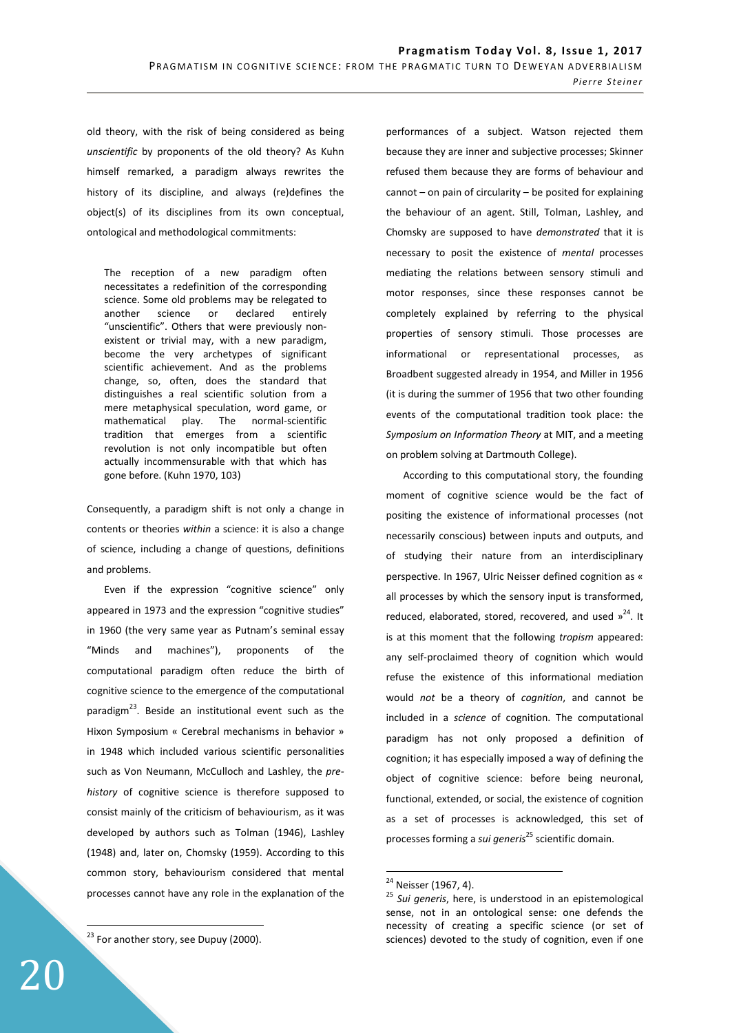old theory, with the risk of being considered as being *unscientific* by proponents of the old theory? As Kuhn himself remarked, a paradigm always rewrites the history of its discipline, and always (re)defines the object(s) of its disciplines from its own conceptual, ontological and methodological commitments:

> The reception of a new paradigm often necessitates a redefinition of the corresponding science. Some old problems may be relegated to another science or declared entirely "unscientific". Others that were previously non-existent or trivial may, with a new paradigm, become the very archetypes of significant scientific achievement. And as the problems change, so, often, does the standard that distinguishes a real scientific solution from a mere metaphysical speculation, word game, or mathematical play. The normal-scientific tradition that emerges from a scientific revolution is not only incompatible but often actually incommensurable with that which has gone before. (Kuhn 1970, 103)

Consequently, a paradigm shift is not only a change in contents or theories *within* a science: it is also a change of science, including a change of questions, definitions and problems.

Even if the expression "cognitive science" only appeared in 1973 and the expression "cognitive studies" in 1960 (the very same year as Putnam's seminal essay "Minds and machines"), proponents of the computational paradigm often reduce the birth of cognitive science to the emergence of the computational paradigm[23]. Beside an institutional event such as the Hixon Symposium « Cerebral mechanisms in behavior » in 1948 which included various scientific personalities such as Von Neumann, McCulloch and Lashley, the *pre-history* of cognitive science is therefore supposed to consist mainly of the criticism of behaviourism, as it was developed by authors such as Tolman (1946), Lashley (1948) and, later on, Chomsky (1959). According to this common story, behaviourism considered that mental processes cannot have any role in the explanation of the performances of a subject. Watson rejected them because they are inner and subjective processes; Skinner refused them because they are forms of behaviour and cannot – on pain of circularity – be posited for explaining the behaviour of an agent. Still, Tolman, Lashley, and Chomsky are supposed to have *demonstrated* that it is necessary to posit the existence of *mental* processes mediating the relations between sensory stimuli and motor responses, since these responses cannot be completely explained by referring to the physical properties of sensory stimuli. Those processes are informational or representational processes, as Broadbent suggested already in 1954, and Miller in 1956 (it is during the summer of 1956 that two other founding events of the computational tradition took place: the *Symposium on Information Theory* at MIT, and a meeting on problem solving at Dartmouth College).

According to this computational story, the founding moment of cognitive science would be the fact of positing the existence of informational processes (not necessarily conscious) between inputs and outputs, and of studying their nature from an interdisciplinary perspective. In 1967, Ulric Neisser defined cognition as « all processes by which the sensory input is transformed, reduced, elaborated, stored, recovered, and used »[24]. It is at this moment that the following *tropism* appeared: any self-proclaimed theory of cognition which would refuse the existence of this informational mediation would *not* be a theory of *cognition*, and cannot be included in a *science* of cognition. The computational paradigm has not only proposed a definition of cognition; it has especially imposed a way of defining the object of cognitive science: before being neuronal, functional, extended, or social, the existence of cognition as a set of processes is acknowledged, this set of processes forming a *sui generis*[25] scientific domain.

[23] For another story, see Dupuy (2000).

[24] Neisser (1967, 4).

[25] *Sui generis*, here, is understood in an epistemological sense, not in an ontological sense: one defends the necessity of creating a specific science (or set of sciences) devoted to the study of cognition, even if one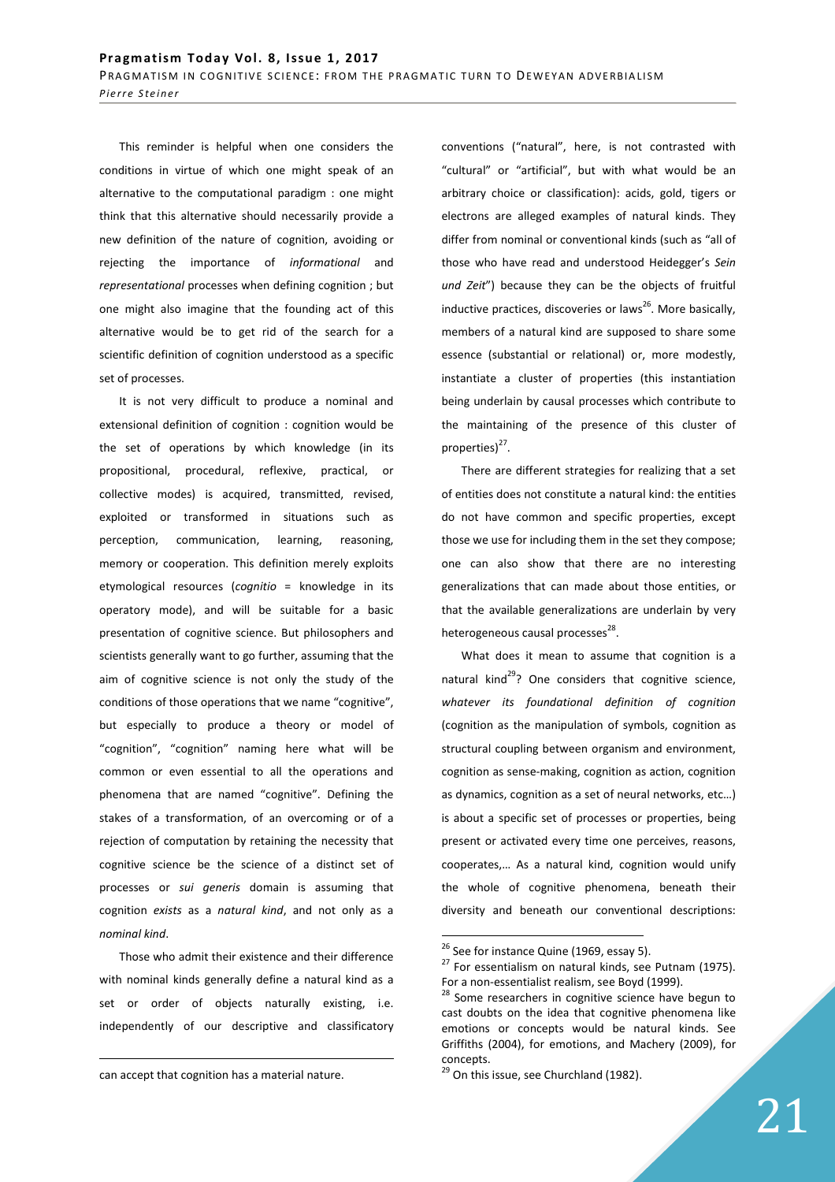This reminder is helpful when one considers the conditions in virtue of which one might speak of an alternative to the computational paradigm : one might think that this alternative should necessarily provide a new definition of the nature of cognition, avoiding or rejecting the importance of *informational* and *representational* processes when defining cognition ; but one might also imagine that the founding act of this alternative would be to get rid of the search for a scientific definition of cognition understood as a specific set of processes.

It is not very difficult to produce a nominal and extensional definition of cognition : cognition would be the set of operations by which knowledge (in its propositional, procedural, reflexive, practical, or collective modes) is acquired, transmitted, revised, exploited or transformed in situations such as perception, communication, learning, reasoning, memory or cooperation. This definition merely exploits etymological resources (*cognitio* = knowledge in its operatory mode), and will be suitable for a basic presentation of cognitive science. But philosophers and scientists generally want to go further, assuming that the aim of cognitive science is not only the study of the conditions of those operations that we name "cognitive", but especially to produce a theory or model of "cognition", "cognition" naming here what will be common or even essential to all the operations and phenomena that are named "cognitive". Defining the stakes of a transformation, of an overcoming or of a rejection of computation by retaining the necessity that cognitive science be the science of a distinct set of processes or *sui generis* domain is assuming that cognition *exists* as a *natural kind*, and not only as a *nominal kind*.

Those who admit their existence and their difference with nominal kinds generally define a natural kind as a set or order of objects naturally existing, i.e. independently of our descriptive and classificatory conventions ("natural", here, is not contrasted with "cultural" or "artificial", but with what would be an arbitrary choice or classification): acids, gold, tigers or electrons are alleged examples of natural kinds. They differ from nominal or conventional kinds (such as "all of those who have read and understood Heidegger's *Sein und Zeit*") because they can be the objects of fruitful inductive practices, discoveries or laws[26]. More basically, members of a natural kind are supposed to share some essence (substantial or relational) or, more modestly, instantiate a cluster of properties (this instantiation being underlain by causal processes which contribute to the maintaining of the presence of this cluster of properties)[27].

There are different strategies for realizing that a set of entities does not constitute a natural kind: the entities do not have common and specific properties, except those we use for including them in the set they compose; one can also show that there are no interesting generalizations that can made about those entities, or that the available generalizations are underlain by very heterogeneous causal processes[28].

What does it mean to assume that cognition is a natural kind[29]? One considers that cognitive science, *whatever its foundational definition of cognition* (cognition as the manipulation of symbols, cognition as structural coupling between organism and environment, cognition as sense-making, cognition as action, cognition as dynamics, cognition as a set of neural networks, etc…) is about a specific set of processes or properties, being present or activated every time one perceives, reasons, cooperates,… As a natural kind, cognition would unify the whole of cognitive phenomena, beneath their diversity and beneath our conventional descriptions:

---

can accept that cognition has a material nature.

[26] See for instance Quine (1969, essay 5).

[27] For essentialism on natural kinds, see Putnam (1975). For a non-essentialist realism, see Boyd (1999).

[28] Some researchers in cognitive science have begun to cast doubts on the idea that cognitive phenomena like emotions or concepts would be natural kinds. See Griffiths (2004), for emotions, and Machery (2009), for concepts.

[29] On this issue, see Churchland (1982).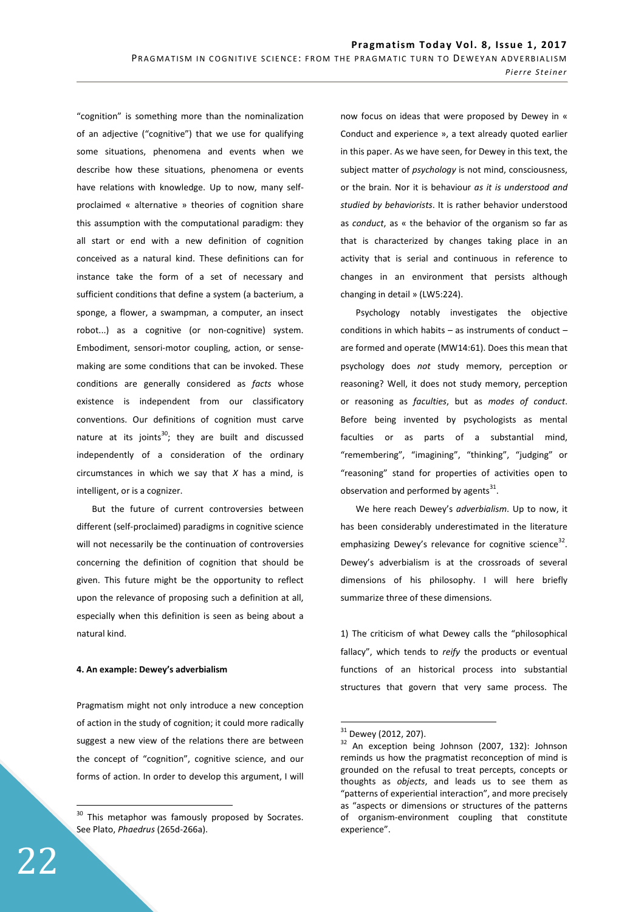"cognition" is something more than the nominalization of an adjective ("cognitive") that we use for qualifying some situations, phenomena and events when we describe how these situations, phenomena or events have relations with knowledge. Up to now, many self-proclaimed « alternative » theories of cognition share this assumption with the computational paradigm: they all start or end with a new definition of cognition conceived as a natural kind. These definitions can for instance take the form of a set of necessary and sufficient conditions that define a system (a bacterium, a sponge, a flower, a swampman, a computer, an insect robot...) as a cognitive (or non-cognitive) system. Embodiment, sensori-motor coupling, action, or sense-making are some conditions that can be invoked. These conditions are generally considered as *facts* whose existence is independent from our classificatory conventions. Our definitions of cognition must carve nature at its joints[30]; they are built and discussed independently of a consideration of the ordinary circumstances in which we say that *X* has a mind, is intelligent, or is a cognizer.

But the future of current controversies between different (self-proclaimed) paradigms in cognitive science will not necessarily be the continuation of controversies concerning the definition of cognition that should be given. This future might be the opportunity to reflect upon the relevance of proposing such a definition at all, especially when this definition is seen as being about a natural kind.

#### 4. An example: Dewey's adverbialism

Pragmatism might not only introduce a new conception of action in the study of cognition; it could more radically suggest a new view of the relations there are between the concept of "cognition", cognitive science, and our forms of action. In order to develop this argument, I will now focus on ideas that were proposed by Dewey in « Conduct and experience », a text already quoted earlier in this paper. As we have seen, for Dewey in this text, the subject matter of *psychology* is not mind, consciousness, or the brain. Nor it is behaviour *as it is understood and studied by behaviorists*. It is rather behavior understood as *conduct*, as « the behavior of the organism so far as that is characterized by changes taking place in an activity that is serial and continuous in reference to changes in an environment that persists although changing in detail » (LW5:224).

Psychology notably investigates the objective conditions in which habits – as instruments of conduct – are formed and operate (MW14:61). Does this mean that psychology does *not* study memory, perception or reasoning? Well, it does not study memory, perception or reasoning as *faculties*, but as *modes of conduct*. Before being invented by psychologists as mental faculties or as parts of a substantial mind, "remembering", "imagining", "thinking", "judging" or "reasoning" stand for properties of activities open to observation and performed by agents[31].

We here reach Dewey's *adverbialism*. Up to now, it has been considerably underestimated in the literature emphasizing Dewey's relevance for cognitive science[32]. Dewey's adverbialism is at the crossroads of several dimensions of his philosophy. I will here briefly summarize three of these dimensions.

1) The criticism of what Dewey calls the "philosophical fallacy", which tends to *reify* the products or eventual functions of an historical process into substantial structures that govern that very same process. The

---

[30] This metaphor was famously proposed by Socrates. See Plato, *Phaedrus* (265d-266a).

[31] Dewey (2012, 207).

[32] An exception being Johnson (2007, 132): Johnson reminds us how the pragmatist reconception of mind is grounded on the refusal to treat percepts, concepts or thoughts as *objects*, and leads us to see them as "patterns of experiential interaction", and more precisely as "aspects or dimensions or structures of the patterns of organism-environment coupling that constitute experience".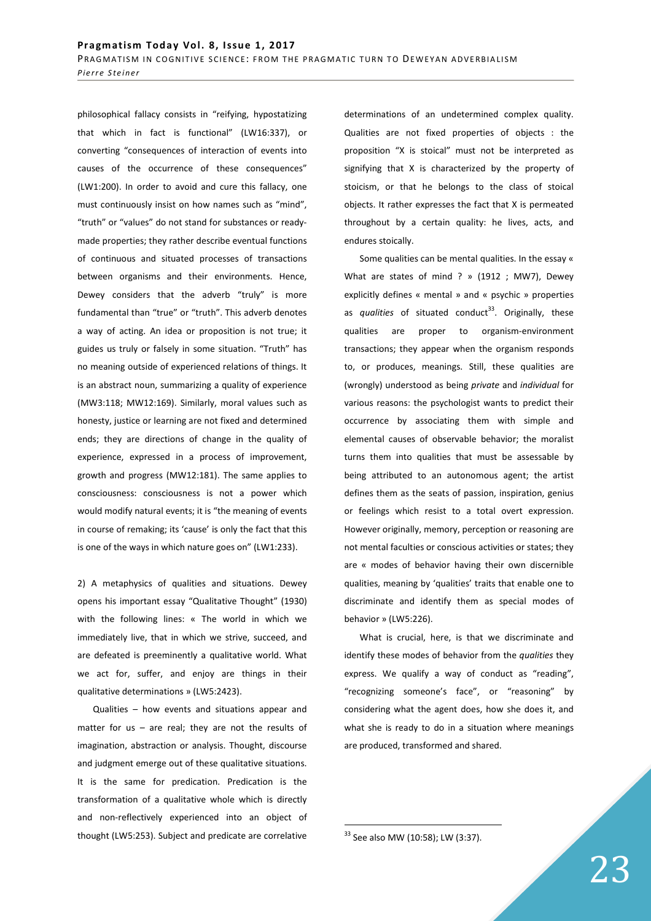philosophical fallacy consists in "reifying, hypostatizing that which in fact is functional" (LW16:337), or converting "consequences of interaction of events into causes of the occurrence of these consequences" (LW1:200). In order to avoid and cure this fallacy, one must continuously insist on how names such as "mind", "truth" or "values" do not stand for substances or ready-made properties; they rather describe eventual functions of continuous and situated processes of transactions between organisms and their environments. Hence, Dewey considers that the adverb "truly" is more fundamental than "true" or "truth". This adverb denotes a way of acting. An idea or proposition is not true; it guides us truly or falsely in some situation. "Truth" has no meaning outside of experienced relations of things. It is an abstract noun, summarizing a quality of experience (MW3:118; MW12:169). Similarly, moral values such as honesty, justice or learning are not fixed and determined ends; they are directions of change in the quality of experience, expressed in a process of improvement, growth and progress (MW12:181). The same applies to consciousness: consciousness is not a power which would modify natural events; it is "the meaning of events in course of remaking; its 'cause' is only the fact that this is one of the ways in which nature goes on" (LW1:233).

2) A metaphysics of qualities and situations. Dewey opens his important essay "Qualitative Thought" (1930) with the following lines: « The world in which we immediately live, that in which we strive, succeed, and are defeated is preeminently a qualitative world. What we act for, suffer, and enjoy are things in their qualitative determinations » (LW5:2423).

Qualities – how events and situations appear and matter for us – are real; they are not the results of imagination, abstraction or analysis. Thought, discourse and judgment emerge out of these qualitative situations. It is the same for predication. Predication is the transformation of a qualitative whole which is directly and non-reflectively experienced into an object of thought (LW5:253). Subject and predicate are correlative determinations of an undetermined complex quality. Qualities are not fixed properties of objects : the proposition "X is stoical" must not be interpreted as signifying that X is characterized by the property of stoicism, or that he belongs to the class of stoical objects. It rather expresses the fact that X is permeated throughout by a certain quality: he lives, acts, and endures stoically.

Some qualities can be mental qualities. In the essay « What are states of mind ? » (1912 ; MW7), Dewey explicitly defines « mental » and « psychic » properties as *qualities* of situated conduct[33]. Originally, these qualities are proper to organism-environment transactions; they appear when the organism responds to, or produces, meanings. Still, these qualities are (wrongly) understood as being *private* and *individual* for various reasons: the psychologist wants to predict their occurrence by associating them with simple and elemental causes of observable behavior; the moralist turns them into qualities that must be assessable by being attributed to an autonomous agent; the artist defines them as the seats of passion, inspiration, genius or feelings which resist to a total overt expression. However originally, memory, perception or reasoning are not mental faculties or conscious activities or states; they are « modes of behavior having their own discernible qualities, meaning by 'qualities' traits that enable one to discriminate and identify them as special modes of behavior » (LW5:226).

What is crucial, here, is that we discriminate and identify these modes of behavior from the *qualities* they express. We qualify a way of conduct as "reading", "recognizing someone's face", or "reasoning" by considering what the agent does, how she does it, and what she is ready to do in a situation where meanings are produced, transformed and shared.

[33] See also MW (10:58); LW (3:37).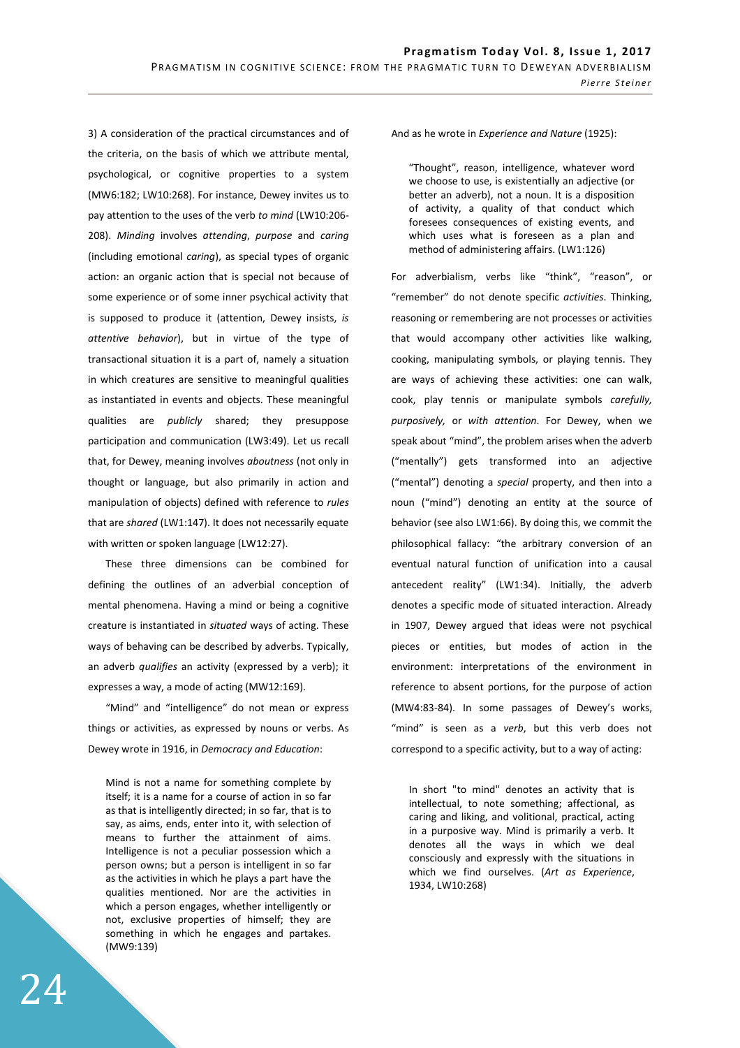3) A consideration of the practical circumstances and of the criteria, on the basis of which we attribute mental, psychological, or cognitive properties to a system (MW6:182; LW10:268). For instance, Dewey invites us to pay attention to the uses of the verb *to mind* (LW10:206-208). *Minding* involves *attending*, *purpose* and *caring* (including emotional *caring*), as special types of organic action: an organic action that is special not because of some experience or of some inner psychical activity that is supposed to produce it (attention, Dewey insists, *is attentive behavior*), but in virtue of the type of transactional situation it is a part of, namely a situation in which creatures are sensitive to meaningful qualities as instantiated in events and objects. These meaningful qualities are *publicly* shared; they presuppose participation and communication (LW3:49). Let us recall that, for Dewey, meaning involves *aboutness* (not only in thought or language, but also primarily in action and manipulation of objects) defined with reference to *rules* that are *shared* (LW1:147). It does not necessarily equate with written or spoken language (LW12:27).

These three dimensions can be combined for defining the outlines of an adverbial conception of mental phenomena. Having a mind or being a cognitive creature is instantiated in *situated* ways of acting. These ways of behaving can be described by adverbs. Typically, an adverb *qualifies* an activity (expressed by a verb); it expresses a way, a mode of acting (MW12:169).

"Mind" and "intelligence" do not mean or express things or activities, as expressed by nouns or verbs. As Dewey wrote in 1916, in *Democracy and Education*:

> Mind is not a name for something complete by itself; it is a name for a course of action in so far as that is intelligently directed; in so far, that is to say, as aims, ends, enter into it, with selection of means to further the attainment of aims. Intelligence is not a peculiar possession which a person owns; but a person is intelligent in so far as the activities in which he plays a part have the qualities mentioned. Nor are the activities in which a person engages, whether intelligently or not, exclusive properties of himself; they are something in which he engages and partakes. (MW9:139)

And as he wrote in *Experience and Nature* (1925):

> "Thought", reason, intelligence, whatever word we choose to use, is existentially an adjective (or better an adverb), not a noun. It is a disposition of activity, a quality of that conduct which foresees consequences of existing events, and which uses what is foreseen as a plan and method of administering affairs. (LW1:126)

For adverbialism, verbs like "think", "reason", or "remember" do not denote specific *activities*. Thinking, reasoning or remembering are not processes or activities that would accompany other activities like walking, cooking, manipulating symbols, or playing tennis. They are ways of achieving these activities: one can walk, cook, play tennis or manipulate symbols *carefully, purposively,* or *with attention*. For Dewey, when we speak about "mind", the problem arises when the adverb ("mentally") gets transformed into an adjective ("mental") denoting a *special* property, and then into a noun ("mind") denoting an entity at the source of behavior (see also LW1:66). By doing this, we commit the philosophical fallacy: "the arbitrary conversion of an eventual natural function of unification into a causal antecedent reality" (LW1:34). Initially, the adverb denotes a specific mode of situated interaction. Already in 1907, Dewey argued that ideas were not psychical pieces or entities, but modes of action in the environment: interpretations of the environment in reference to absent portions, for the purpose of action (MW4:83-84). In some passages of Dewey's works, "mind" is seen as a *verb*, but this verb does not correspond to a specific activity, but to a way of acting:

> In short "to mind" denotes an activity that is intellectual, to note something; affectional, as caring and liking, and volitional, practical, acting in a purposive way. Mind is primarily a verb. It denotes all the ways in which we deal consciously and expressly with the situations in which we find ourselves. (*Art as Experience*, 1934, LW10:268)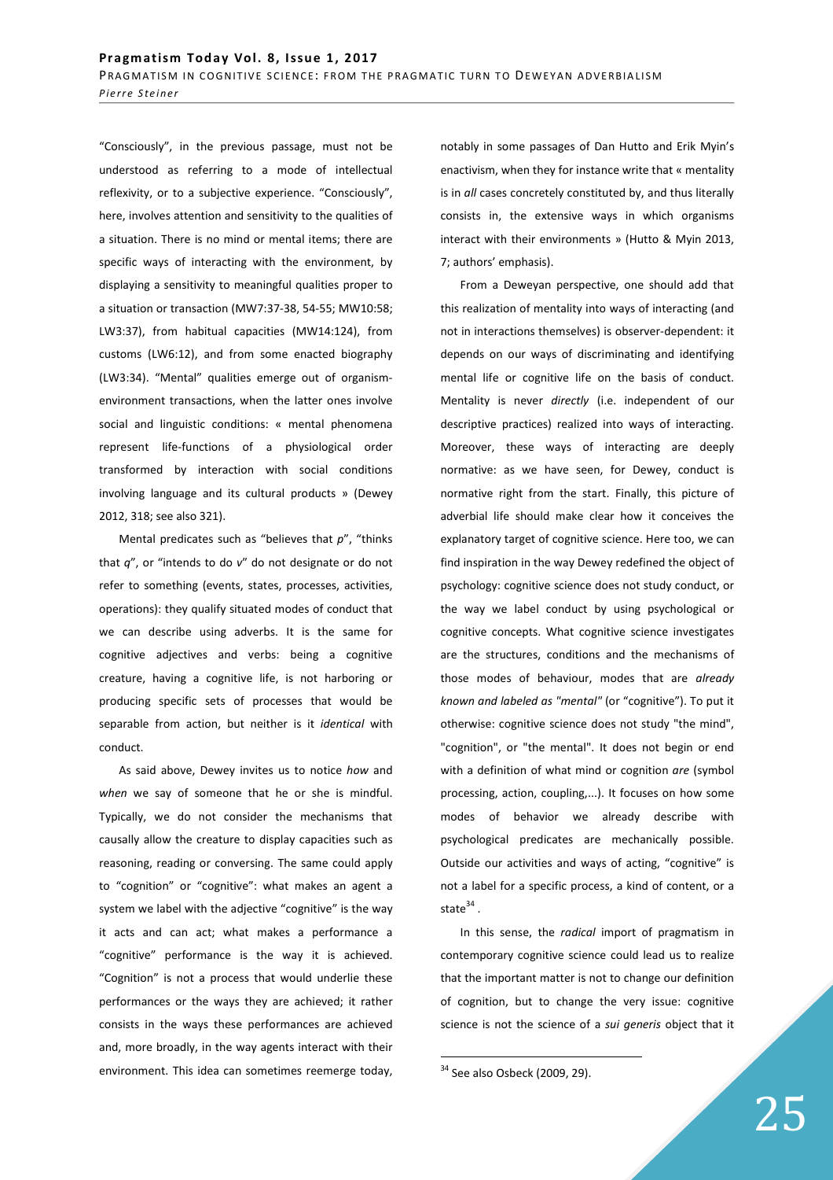"Consciously", in the previous passage, must not be understood as referring to a mode of intellectual reflexivity, or to a subjective experience. "Consciously", here, involves attention and sensitivity to the qualities of a situation. There is no mind or mental items; there are specific ways of interacting with the environment, by displaying a sensitivity to meaningful qualities proper to a situation or transaction (MW7:37-38, 54-55; MW10:58; LW3:37), from habitual capacities (MW14:124), from customs (LW6:12), and from some enacted biography (LW3:34). "Mental" qualities emerge out of organism-environment transactions, when the latter ones involve social and linguistic conditions: « mental phenomena represent life-functions of a physiological order transformed by interaction with social conditions involving language and its cultural products » (Dewey 2012, 318; see also 321).

Mental predicates such as "believes that *p*", "thinks that *q*", or "intends to do *v*" do not designate or do not refer to something (events, states, processes, activities, operations): they qualify situated modes of conduct that we can describe using adverbs. It is the same for cognitive adjectives and verbs: being a cognitive creature, having a cognitive life, is not harboring or producing specific sets of processes that would be separable from action, but neither is it *identical* with conduct.

As said above, Dewey invites us to notice *how* and *when* we say of someone that he or she is mindful. Typically, we do not consider the mechanisms that causally allow the creature to display capacities such as reasoning, reading or conversing. The same could apply to "cognition" or "cognitive": what makes an agent a system we label with the adjective "cognitive" is the way it acts and can act; what makes a performance a "cognitive" performance is the way it is achieved. "Cognition" is not a process that would underlie these performances or the ways they are achieved; it rather consists in the ways these performances are achieved and, more broadly, in the way agents interact with their environment. This idea can sometimes reemerge today, notably in some passages of Dan Hutto and Erik Myin's enactivism, when they for instance write that « mentality is in *all* cases concretely constituted by, and thus literally consists in, the extensive ways in which organisms interact with their environments » (Hutto & Myin 2013, 7; authors' emphasis).

From a Deweyan perspective, one should add that this realization of mentality into ways of interacting (and not in interactions themselves) is observer-dependent: it depends on our ways of discriminating and identifying mental life or cognitive life on the basis of conduct. Mentality is never *directly* (i.e. independent of our descriptive practices) realized into ways of interacting. Moreover, these ways of interacting are deeply normative: as we have seen, for Dewey, conduct is normative right from the start. Finally, this picture of adverbial life should make clear how it conceives the explanatory target of cognitive science. Here too, we can find inspiration in the way Dewey redefined the object of psychology: cognitive science does not study conduct, or the way we label conduct by using psychological or cognitive concepts. What cognitive science investigates are the structures, conditions and the mechanisms of those modes of behaviour, modes that are *already known and labeled as "mental"* (or "cognitive"). To put it otherwise: cognitive science does not study "the mind", "cognition", or "the mental". It does not begin or end with a definition of what mind or cognition *are* (symbol processing, action, coupling,...). It focuses on how some modes of behavior we already describe with psychological predicates are mechanically possible. Outside our activities and ways of acting, "cognitive" is not a label for a specific process, a kind of content, or a state[34].

In this sense, the *radical* import of pragmatism in contemporary cognitive science could lead us to realize that the important matter is not to change our definition of cognition, but to change the very issue: cognitive science is not the science of a *sui generis* object that it

[34] See also Osbeck (2009, 29).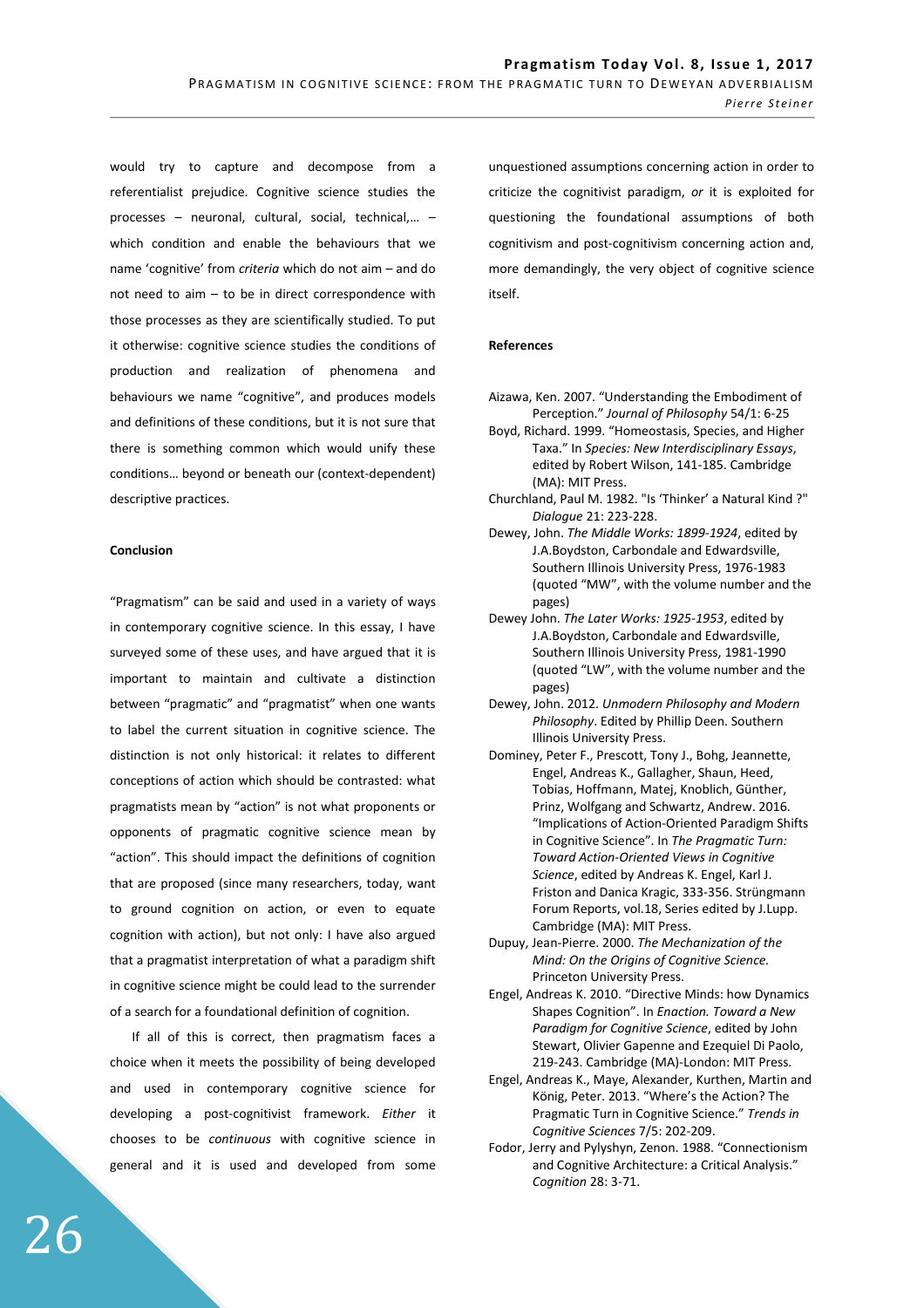would try to capture and decompose from a referentialist prejudice. Cognitive science studies the processes – neuronal, cultural, social, technical,… – which condition and enable the behaviours that we name 'cognitive' from *criteria* which do not aim – and do not need to aim – to be in direct correspondence with those processes as they are scientifically studied. To put it otherwise: cognitive science studies the conditions of production and realization of phenomena and behaviours we name "cognitive", and produces models and definitions of these conditions, but it is not sure that there is something common which would unify these conditions… beyond or beneath our (context-dependent) descriptive practices.

**Conclusion**

"Pragmatism" can be said and used in a variety of ways in contemporary cognitive science. In this essay, I have surveyed some of these uses, and have argued that it is important to maintain and cultivate a distinction between "pragmatic" and "pragmatist" when one wants to label the current situation in cognitive science. The distinction is not only historical: it relates to different conceptions of action which should be contrasted: what pragmatists mean by "action" is not what proponents or opponents of pragmatic cognitive science mean by "action". This should impact the definitions of cognition that are proposed (since many researchers, today, want to ground cognition on action, or even to equate cognition with action), but not only: I have also argued that a pragmatist interpretation of what a paradigm shift in cognitive science might be could lead to the surrender of a search for a foundational definition of cognition.

If all of this is correct, then pragmatism faces a choice when it meets the possibility of being developed and used in contemporary cognitive science for developing a post-cognitivist framework. *Either* it chooses to be *continuous* with cognitive science in general and it is used and developed from some unquestioned assumptions concerning action in order to criticize the cognitivist paradigm, *or* it is exploited for questioning the foundational assumptions of both cognitivism and post-cognitivism concerning action and, more demandingly, the very object of cognitive science itself.

**References**

Aizawa, Ken. 2007. "Understanding the Embodiment of Perception." *Journal of Philosophy* 54/1: 6-25

Boyd, Richard. 1999. "Homeostasis, Species, and Higher Taxa." In *Species: New Interdisciplinary Essays*, edited by Robert Wilson, 141-185. Cambridge (MA): MIT Press.

Churchland, Paul M. 1982. "Is 'Thinker' a Natural Kind ?" *Dialogue* 21: 223-228.

Dewey, John. *The Middle Works: 1899-1924*, edited by J.A.Boydston, Carbondale and Edwardsville, Southern Illinois University Press, 1976-1983 (quoted "MW", with the volume number and the pages)

Dewey John. *The Later Works: 1925-1953*, edited by J.A.Boydston, Carbondale and Edwardsville, Southern Illinois University Press, 1981-1990 (quoted "LW", with the volume number and the pages)

Dewey, John. 2012. *Unmodern Philosophy and Modern Philosophy*. Edited by Phillip Deen. Southern Illinois University Press.

Dominey, Peter F., Prescott, Tony J., Bohg, Jeannette, Engel, Andreas K., Gallagher, Shaun, Heed, Tobias, Hoffmann, Matej, Knoblich, Günther, Prinz, Wolfgang and Schwartz, Andrew. 2016. "Implications of Action-Oriented Paradigm Shifts in Cognitive Science". In *The Pragmatic Turn: Toward Action-Oriented Views in Cognitive Science*, edited by Andreas K. Engel, Karl J. Friston and Danica Kragic, 333-356. Strüngmann Forum Reports, vol.18, Series edited by J.Lupp. Cambridge (MA): MIT Press.

Dupuy, Jean-Pierre. 2000. *The Mechanization of the Mind: On the Origins of Cognitive Science.* Princeton University Press.

Engel, Andreas K. 2010. "Directive Minds: how Dynamics Shapes Cognition". In *Enaction. Toward a New Paradigm for Cognitive Science*, edited by John Stewart, Olivier Gapenne and Ezequiel Di Paolo, 219-243. Cambridge (MA)-London: MIT Press.

Engel, Andreas K., Maye, Alexander, Kurthen, Martin and König, Peter. 2013. "Where's the Action? The Pragmatic Turn in Cognitive Science." *Trends in Cognitive Sciences* 7/5: 202-209.

Fodor, Jerry and Pylyshyn, Zenon. 1988. "Connectionism and Cognitive Architecture: a Critical Analysis." *Cognition* 28: 3-71.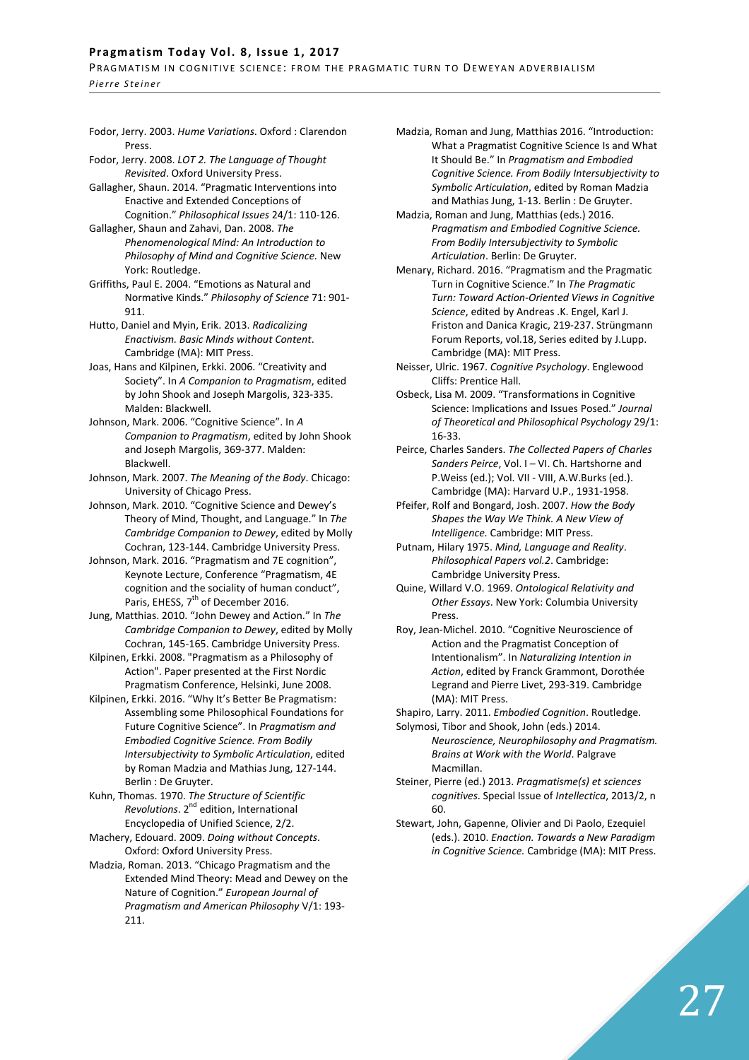Fodor, Jerry. 2003. *Hume Variations*. Oxford : Clarendon Press.

Fodor, Jerry. 2008. *LOT 2. The Language of Thought Revisited*. Oxford University Press.

Gallagher, Shaun. 2014. "Pragmatic Interventions into Enactive and Extended Conceptions of Cognition." *Philosophical Issues* 24/1: 110-126.

Gallagher, Shaun and Zahavi, Dan. 2008. *The Phenomenological Mind: An Introduction to Philosophy of Mind and Cognitive Science.* New York: Routledge.

Griffiths, Paul E. 2004. "Emotions as Natural and Normative Kinds." *Philosophy of Science* 71: 901-911.

Hutto, Daniel and Myin, Erik. 2013. *Radicalizing Enactivism. Basic Minds without Content*. Cambridge (MA): MIT Press.

Joas, Hans and Kilpinen, Erkki. 2006. "Creativity and Society". In *A Companion to Pragmatism*, edited by John Shook and Joseph Margolis, 323-335. Malden: Blackwell.

Johnson, Mark. 2006. "Cognitive Science". In *A Companion to Pragmatism*, edited by John Shook and Joseph Margolis, 369-377. Malden: Blackwell.

Johnson, Mark. 2007. *The Meaning of the Body*. Chicago: University of Chicago Press.

Johnson, Mark. 2010. "Cognitive Science and Dewey's Theory of Mind, Thought, and Language." In *The Cambridge Companion to Dewey*, edited by Molly Cochran, 123-144. Cambridge University Press.

Johnson, Mark. 2016. "Pragmatism and 7E cognition", Keynote Lecture, Conference "Pragmatism, 4E cognition and the sociality of human conduct", Paris, EHESS, 7th of December 2016.

Jung, Matthias. 2010. "John Dewey and Action." In *The Cambridge Companion to Dewey*, edited by Molly Cochran, 145-165. Cambridge University Press.

Kilpinen, Erkki. 2008. "Pragmatism as a Philosophy of Action". Paper presented at the First Nordic Pragmatism Conference, Helsinki, June 2008.

Kilpinen, Erkki. 2016. "Why It's Better Be Pragmatism: Assembling some Philosophical Foundations for Future Cognitive Science". In *Pragmatism and Embodied Cognitive Science. From Bodily Intersubjectivity to Symbolic Articulation*, edited by Roman Madzia and Mathias Jung, 127-144. Berlin : De Gruyter.

Kuhn, Thomas. 1970. *The Structure of Scientific Revolutions*. 2nd edition, International Encyclopedia of Unified Science, 2/2.

Machery, Edouard. 2009. *Doing without Concepts*. Oxford: Oxford University Press.

Madzia, Roman. 2013. "Chicago Pragmatism and the Extended Mind Theory: Mead and Dewey on the Nature of Cognition." *European Journal of Pragmatism and American Philosophy* V/1: 193-211.

Madzia, Roman and Jung, Matthias 2016. "Introduction: What a Pragmatist Cognitive Science Is and What It Should Be." In *Pragmatism and Embodied Cognitive Science. From Bodily Intersubjectivity to Symbolic Articulation*, edited by Roman Madzia and Mathias Jung, 1-13. Berlin : De Gruyter.

Madzia, Roman and Jung, Matthias (eds.) 2016. *Pragmatism and Embodied Cognitive Science. From Bodily Intersubjectivity to Symbolic Articulation*. Berlin: De Gruyter.

Menary, Richard. 2016. "Pragmatism and the Pragmatic Turn in Cognitive Science." In *The Pragmatic Turn: Toward Action-Oriented Views in Cognitive Science*, edited by Andreas .K. Engel, Karl J. Friston and Danica Kragic, 219-237. Strüngmann Forum Reports, vol.18, Series edited by J.Lupp. Cambridge (MA): MIT Press.

Neisser, Ulric. 1967. *Cognitive Psychology*. Englewood Cliffs: Prentice Hall.

Osbeck, Lisa M. 2009. "Transformations in Cognitive Science: Implications and Issues Posed." *Journal of Theoretical and Philosophical Psychology* 29/1: 16-33.

Peirce, Charles Sanders. *The Collected Papers of Charles Sanders Peirce*, Vol. I – VI. Ch. Hartshorne and P.Weiss (ed.); Vol. VII - VIII, A.W.Burks (ed.). Cambridge (MA): Harvard U.P., 1931-1958.

Pfeifer, Rolf and Bongard, Josh. 2007. *How the Body Shapes the Way We Think. A New View of Intelligence.* Cambridge: MIT Press.

Putnam, Hilary 1975. *Mind, Language and Reality*. *Philosophical Papers vol.2*. Cambridge: Cambridge University Press.

Quine, Willard V.O. 1969. *Ontological Relativity and Other Essays*. New York: Columbia University Press.

Roy, Jean-Michel. 2010. "Cognitive Neuroscience of Action and the Pragmatist Conception of Intentionalism". In *Naturalizing Intention in Action*, edited by Franck Grammont, Dorothée Legrand and Pierre Livet, 293-319. Cambridge (MA): MIT Press.

Shapiro, Larry. 2011. *Embodied Cognition*. Routledge.

Solymosi, Tibor and Shook, John (eds.) 2014. *Neuroscience, Neurophilosophy and Pragmatism. Brains at Work with the World*. Palgrave Macmillan.

Steiner, Pierre (ed.) 2013. *Pragmatisme(s) et sciences cognitives*. Special Issue of *Intellectica*, 2013/2, n 60.

Stewart, John, Gapenne, Olivier and Di Paolo, Ezequiel (eds.). 2010. *Enaction. Towards a New Paradigm in Cognitive Science.* Cambridge (MA): MIT Press.